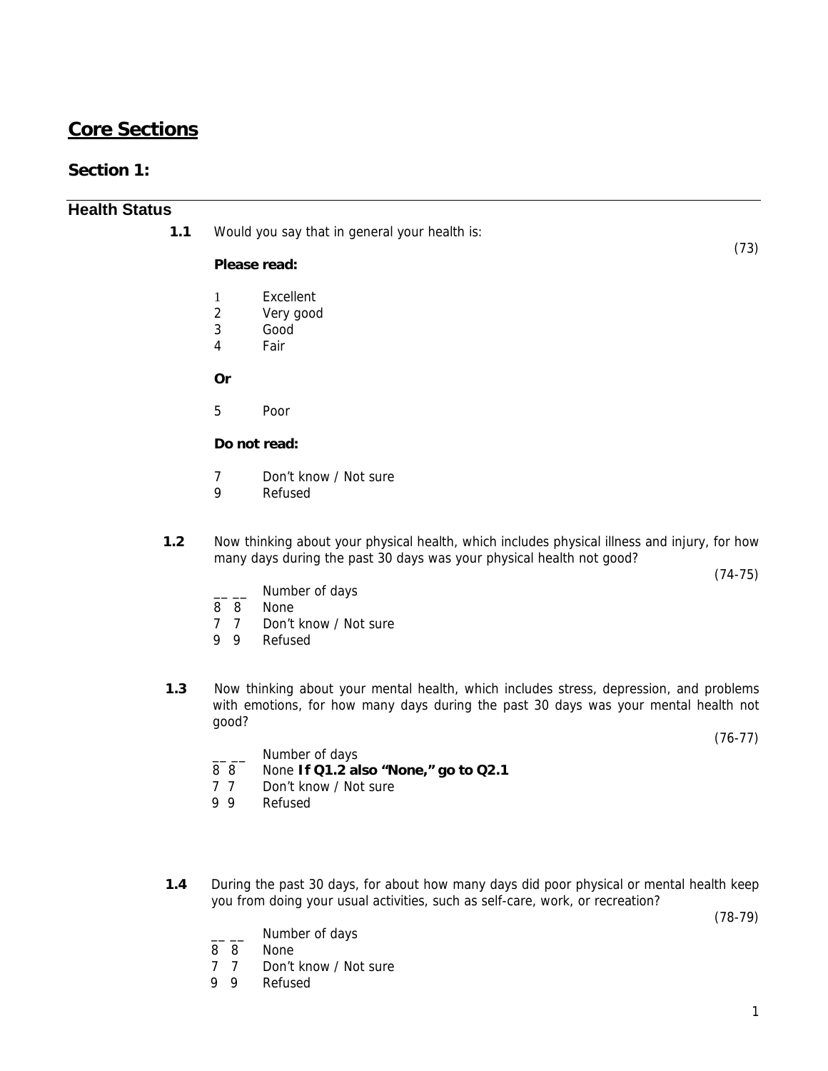# Core Sections

## Section 1:

### Health Status

**1.1** Would you say that in general your health is:

(73)

**Please read:**

1 Excellent
2 Very good
3 Good
4 Fair

**Or**

5 Poor

**Do not read:**

7 Don't know / Not sure
9 Refused

**1.2** Now thinking about your physical health, which includes physical illness and injury, for how many days during the past 30 days was your physical health not good?

(74-75)

__ __ Number of days
8 8 None
7 7 Don't know / Not sure
9 9 Refused

**1.3** Now thinking about your mental health, which includes stress, depression, and problems with emotions, for how many days during the past 30 days was your mental health not good?

(76-77)

__ __ Number of days
8 8 None **If Q1.2 also "None," go to Q2.1**
7 7 Don't know / Not sure
9 9 Refused

**1.4** During the past 30 days, for about how many days did poor physical or mental health keep you from doing your usual activities, such as self-care, work, or recreation?

(78-79)

__ __ Number of days
8 8 None
7 7 Don't know / Not sure
9 9 Refused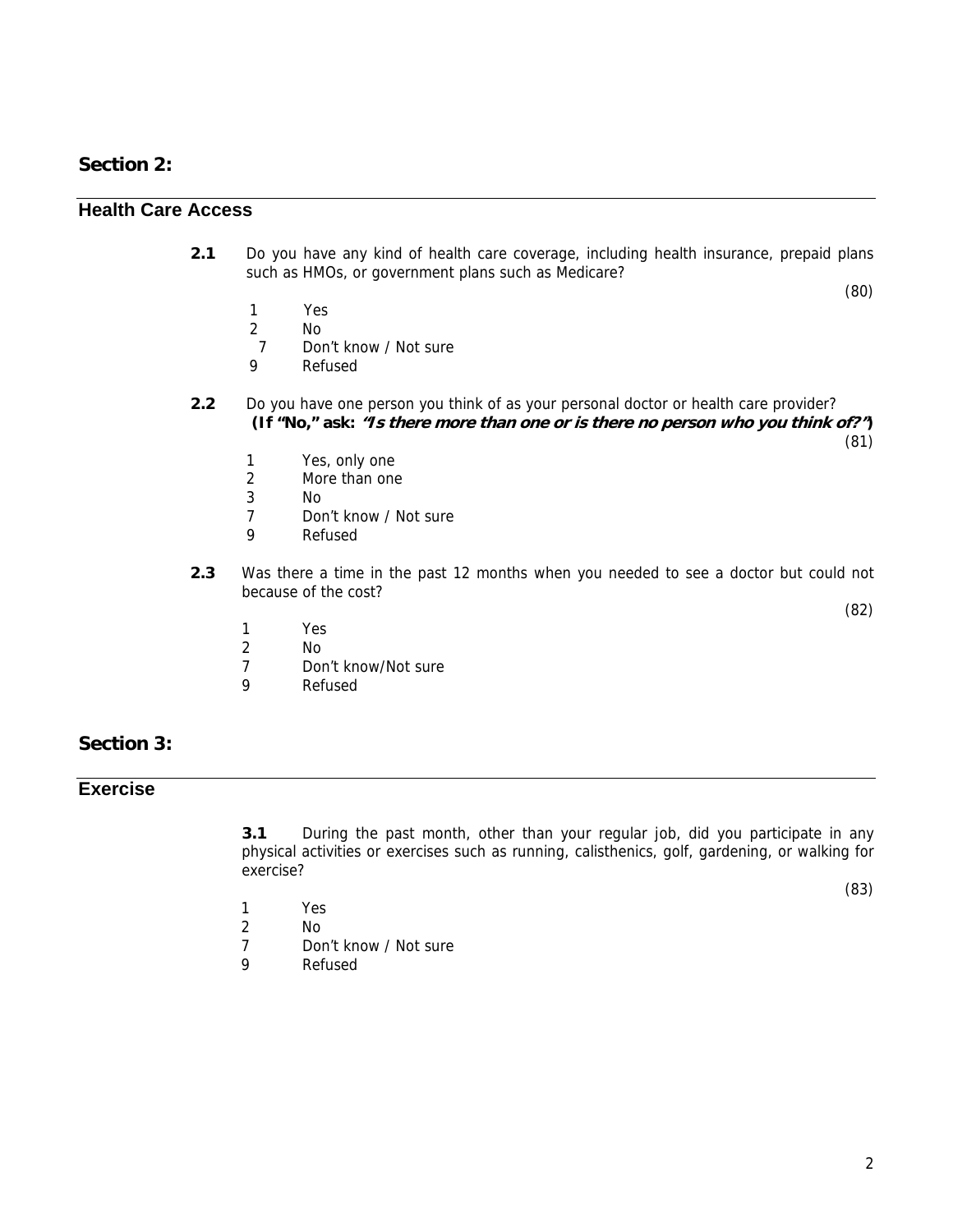## Section 2:

### Health Care Access

**2.1** Do you have any kind of health care coverage, including health insurance, prepaid plans such as HMOs, or government plans such as Medicare?

(80)

1 Yes
2 No
7 Don't know / Not sure
9 Refused

**2.2** Do you have one person you think of as your personal doctor or health care provider?
**(If "No," ask: *"Is there more than one or is there no person who you think of?"*)**

(81)

1 Yes, only one
2 More than one
3 No
7 Don't know / Not sure
9 Refused

**2.3** Was there a time in the past 12 months when you needed to see a doctor but could not because of the cost?

(82)

1 Yes
2 No
7 Don't know/Not sure
9 Refused

## Section 3:

### Exercise

**3.1** During the past month, other than your regular job, did you participate in any physical activities or exercises such as running, calisthenics, golf, gardening, or walking for exercise?

(83)

1 Yes
2 No
7 Don't know / Not sure
9 Refused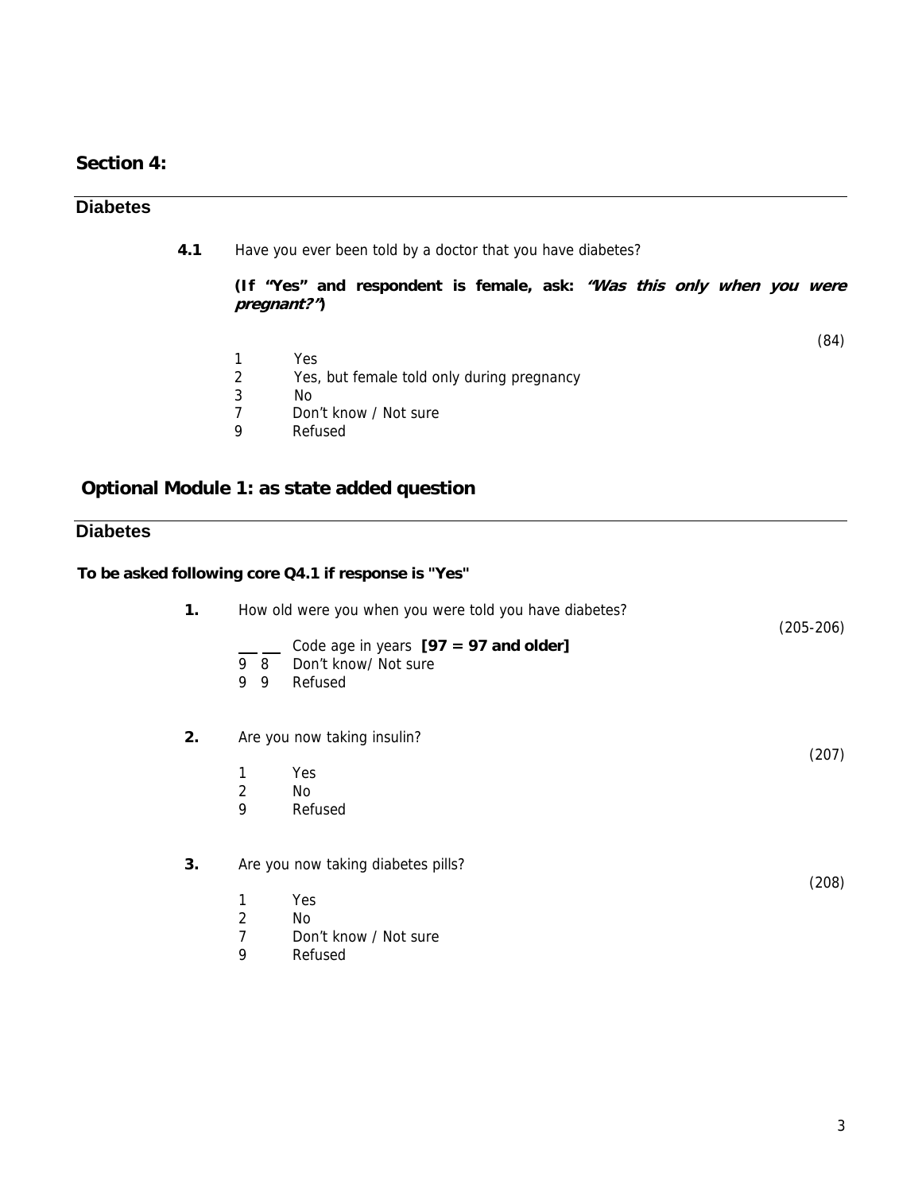## Section 4:

### Diabetes

**4.1** Have you ever been told by a doctor that you have diabetes?

**(If "Yes" and respondent is female, ask: *"Was this only when you were pregnant?"*)**

(84)

1 Yes
2 Yes, but female told only during pregnancy
3 No
7 Don't know / Not sure
9 Refused

## Optional Module 1: as state added question

### Diabetes

**To be asked following core Q4.1 if response is "Yes"**

**1.** How old were you when you were told you have diabetes?

(205-206)

__ __ Code age in years **[97 = 97 and older]**
9 8 Don't know/ Not sure
9 9 Refused

**2.** Are you now taking insulin?

(207)

1 Yes
2 No
9 Refused

**3.** Are you now taking diabetes pills?

(208)

1 Yes
2 No
7 Don't know / Not sure
9 Refused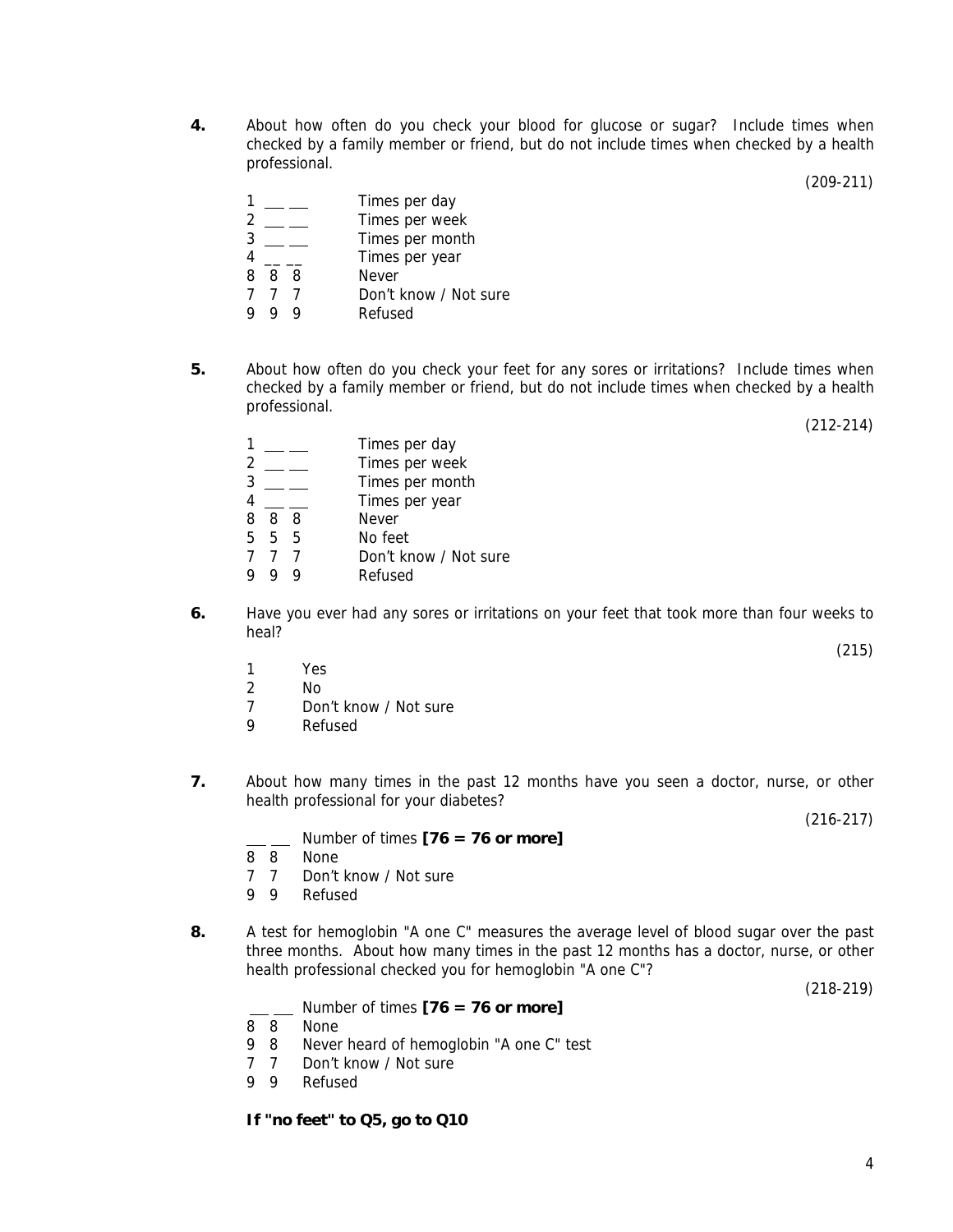**4.** About how often do you check your blood for glucose or sugar? Include times when checked by a family member or friend, but do not include times when checked by a health professional.

(209-211)

1 ___ ___ Times per day
2 ___ ___ Times per week
3 ___ ___ Times per month
4 ___ ___ Times per year
8 8 8 Never
7 7 7 Don't know / Not sure
9 9 9 Refused

**5.** About how often do you check your feet for any sores or irritations? Include times when checked by a family member or friend, but do not include times when checked by a health professional.

(212-214)

1 ___ ___ Times per day
2 ___ ___ Times per week
3 ___ ___ Times per month
4 ___ ___ Times per year
8 8 8 Never
5 5 5 No feet
7 7 7 Don't know / Not sure
9 9 9 Refused

**6.** Have you ever had any sores or irritations on your feet that took more than four weeks to heal?

(215)

1 Yes
2 No
7 Don't know / Not sure
9 Refused

**7.** About how many times in the past 12 months have you seen a doctor, nurse, or other health professional for your diabetes?

(216-217)

___ ___ Number of times **[76 = 76 or more]**
8 8 None
7 7 Don't know / Not sure
9 9 Refused

**8.** A test for hemoglobin "A one C" measures the average level of blood sugar over the past three months. About how many times in the past 12 months has a doctor, nurse, or other health professional checked you for hemoglobin "A one C"?

(218-219)

___ ___ Number of times **[76 = 76 or more]**
8 8 None
9 8 Never heard of hemoglobin "A one C" test
7 7 Don't know / Not sure
9 9 Refused

**If "no feet" to Q5, go to Q10**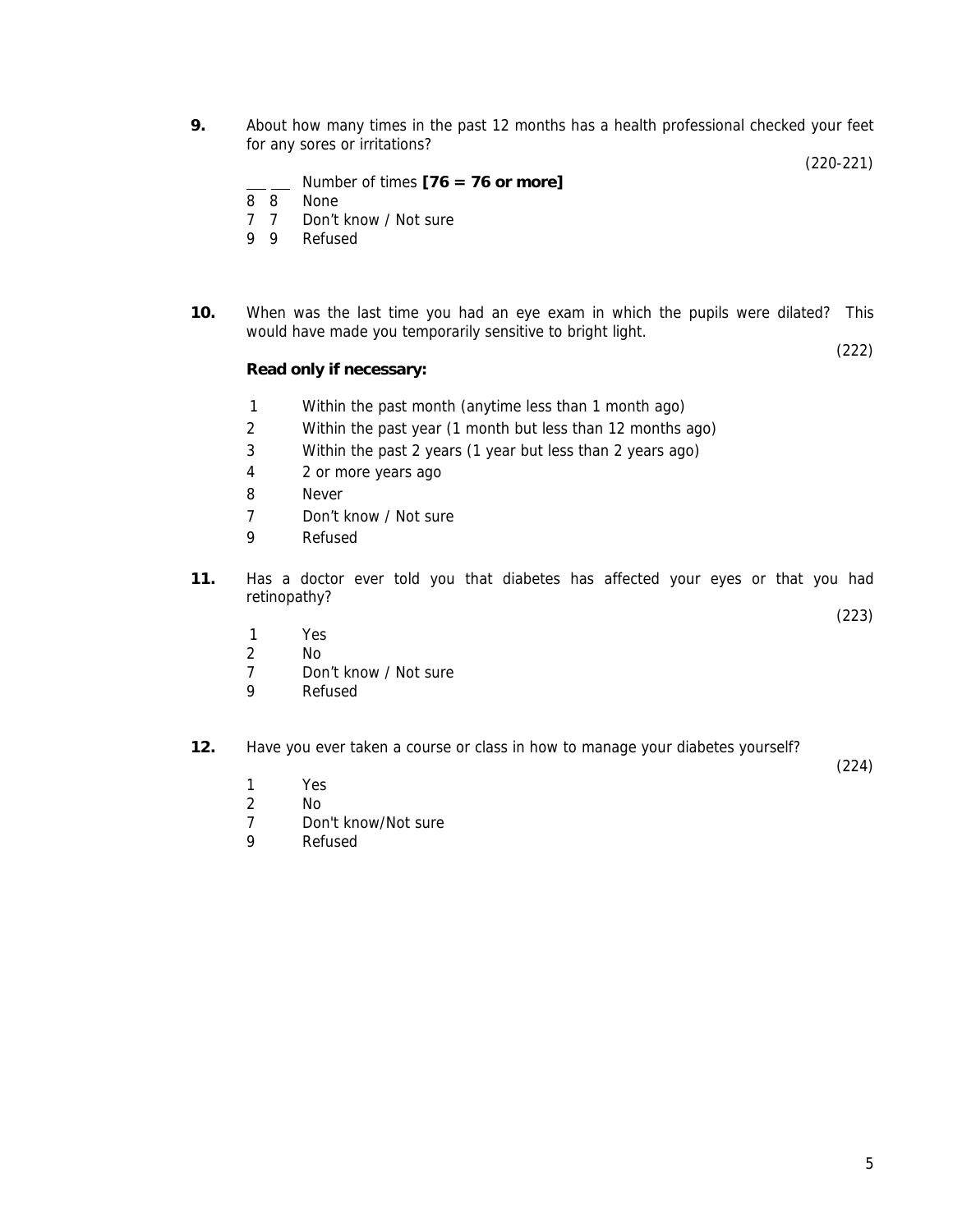**9.** About how many times in the past 12 months has a health professional checked your feet for any sores or irritations?

(220-221)

\_\_ \_\_ Number of times **[76 = 76 or more]**
8 8 None
7 7 Don't know / Not sure
9 9 Refused

**10.** When was the last time you had an eye exam in which the pupils were dilated? This would have made you temporarily sensitive to bright light.

(222)

**Read only if necessary:**

1 Within the past month (anytime less than 1 month ago)
2 Within the past year (1 month but less than 12 months ago)
3 Within the past 2 years (1 year but less than 2 years ago)
4 2 or more years ago
8 Never
7 Don't know / Not sure
9 Refused

**11.** Has a doctor ever told you that diabetes has affected your eyes or that you had retinopathy?

(223)

1 Yes
2 No
7 Don't know / Not sure
9 Refused

**12.** Have you ever taken a course or class in how to manage your diabetes yourself?

(224)

1 Yes
2 No
7 Don't know/Not sure
9 Refused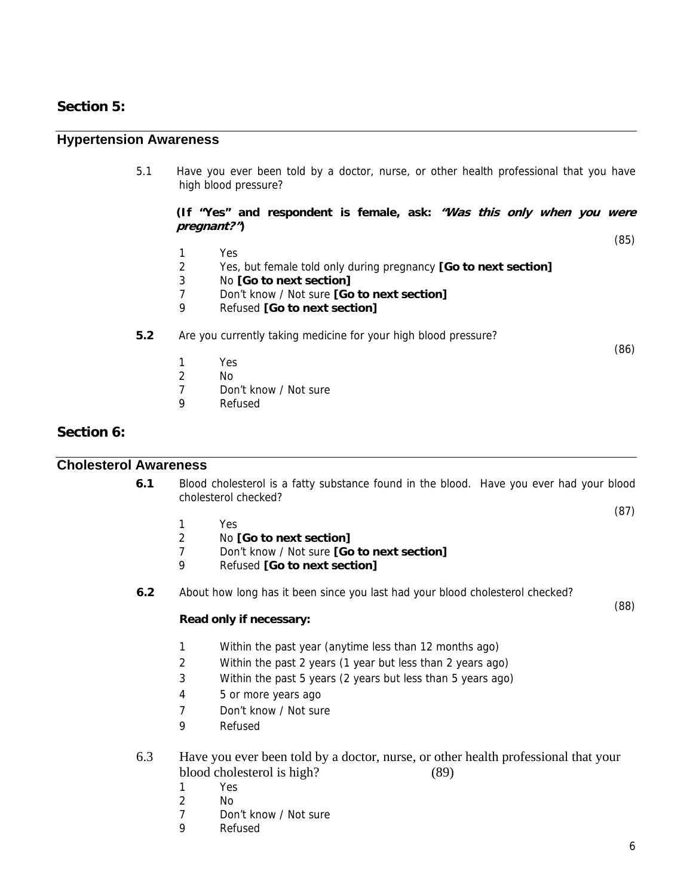## Section 5:

### Hypertension Awareness

5.1 Have you ever been told by a doctor, nurse, or other health professional that you have high blood pressure?

**(If "Yes" and respondent is female, ask: *"Was this only when you were pregnant?"*)**

(85)

1 Yes
2 Yes, but female told only during pregnancy **[Go to next section]**
3 No **[Go to next section]**
7 Don't know / Not sure **[Go to next section]**
9 Refused **[Go to next section]**

**5.2** Are you currently taking medicine for your high blood pressure?

(86)

1 Yes
2 No
7 Don't know / Not sure
9 Refused

## Section 6:

### Cholesterol Awareness

**6.1** Blood cholesterol is a fatty substance found in the blood. Have you ever had your blood cholesterol checked?

(87)

1 Yes
2 No **[Go to next section]**
7 Don't know / Not sure **[Go to next section]**
9 Refused **[Go to next section]**

**6.2** About how long has it been since you last had your blood cholesterol checked?

(88)

**Read only if necessary:**

1 Within the past year (anytime less than 12 months ago)
2 Within the past 2 years (1 year but less than 2 years ago)
3 Within the past 5 years (2 years but less than 5 years ago)
4 5 or more years ago
7 Don't know / Not sure
9 Refused

6.3 Have you ever been told by a doctor, nurse, or other health professional that your blood cholesterol is high? (89)

1 Yes
2 No
7 Don't know / Not sure
9 Refused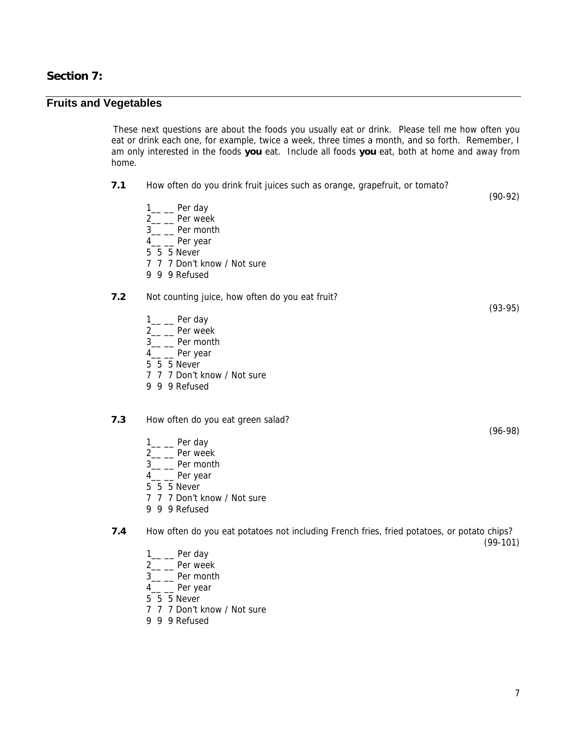## Section 7:

## Fruits and Vegetables

These next questions are about the foods you usually eat or drink. Please tell me how often you eat or drink each one, for example, twice a week, three times a month, and so forth. Remember, I am only interested in the foods **you** eat. Include all foods **you** eat, both at home and away from home.

**7.1** How often do you drink fruit juices such as orange, grapefruit, or tomato?

(90-92)

1__ __ Per day
2__ __ Per week
3__ __ Per month
4__ __ Per year
5 5 5 Never
7 7 7 Don't know / Not sure
9 9 9 Refused

**7.2** Not counting juice, how often do you eat fruit?

(93-95)

1__ __ Per day
2__ __ Per week
3__ __ Per month
4__ __ Per year
5 5 5 Never
7 7 7 Don't know / Not sure
9 9 9 Refused

**7.3** How often do you eat green salad?

(96-98)

1__ __ Per day
2__ __ Per week
3__ __ Per month
4__ __ Per year
5 5 5 Never
7 7 7 Don't know / Not sure
9 9 9 Refused

**7.4** How often do you eat potatoes not including French fries, fried potatoes, or potato chips?

(99-101)

1__ __ Per day
2__ __ Per week
3__ __ Per month
4__ __ Per year
5 5 5 Never
7 7 7 Don't know / Not sure
9 9 9 Refused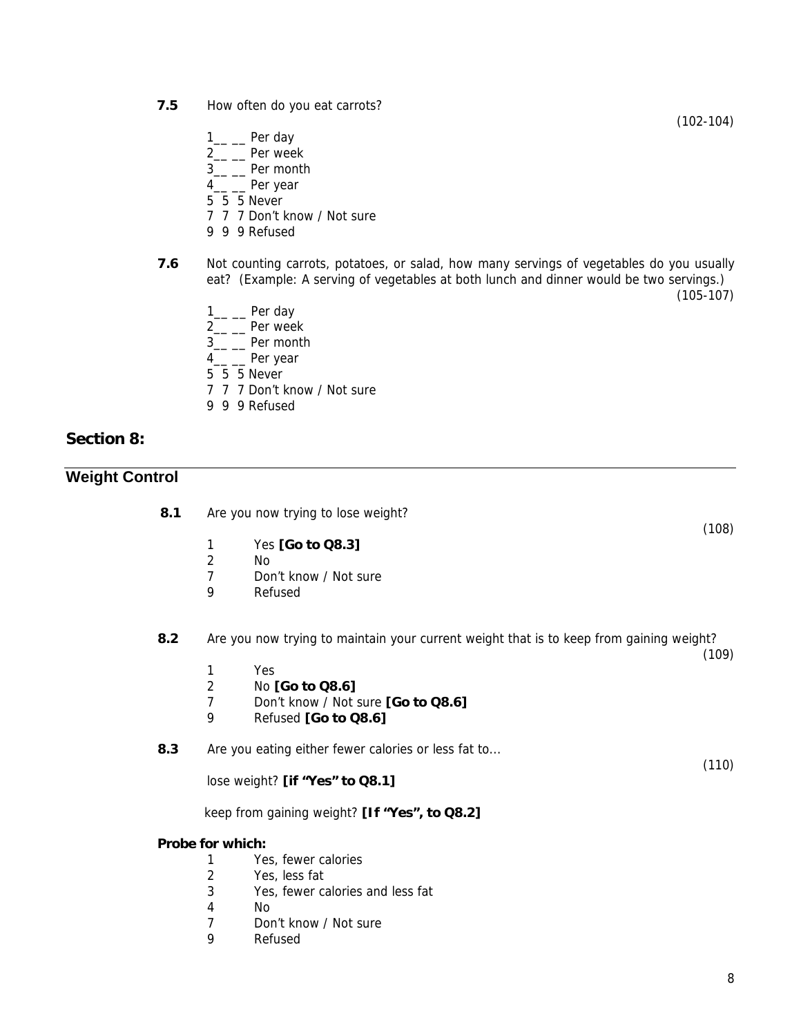**7.5** How often do you eat carrots?

(102-104)

1__ __ Per day
2__ __ Per week
3__ __ Per month
4__ __ Per year
5 5 5 Never
7 7 7 Don't know / Not sure
9 9 9 Refused

**7.6** Not counting carrots, potatoes, or salad, how many servings of vegetables do you usually eat? (Example: A serving of vegetables at both lunch and dinner would be two servings.)

(105-107)

1__ __ Per day
2__ __ Per week
3__ __ Per month
4__ __ Per year
5 5 5 Never
7 7 7 Don't know / Not sure
9 9 9 Refused

## Section 8:

## Weight Control

**8.1** Are you now trying to lose weight?

(108)

1 Yes **[Go to Q8.3]**
2 No
7 Don't know / Not sure
9 Refused

**8.2** Are you now trying to maintain your current weight that is to keep from gaining weight?

(109)

1 Yes
2 No **[Go to Q8.6]**
7 Don't know / Not sure **[Go to Q8.6]**
9 Refused **[Go to Q8.6]**

**8.3** Are you eating either fewer calories or less fat to...

(110)

lose weight? **[if "Yes" to Q8.1]**

keep from gaining weight? **[If "Yes", to Q8.2]**

**Probe for which:**

1 Yes, fewer calories
2 Yes, less fat
3 Yes, fewer calories and less fat
4 No
7 Don't know / Not sure
9 Refused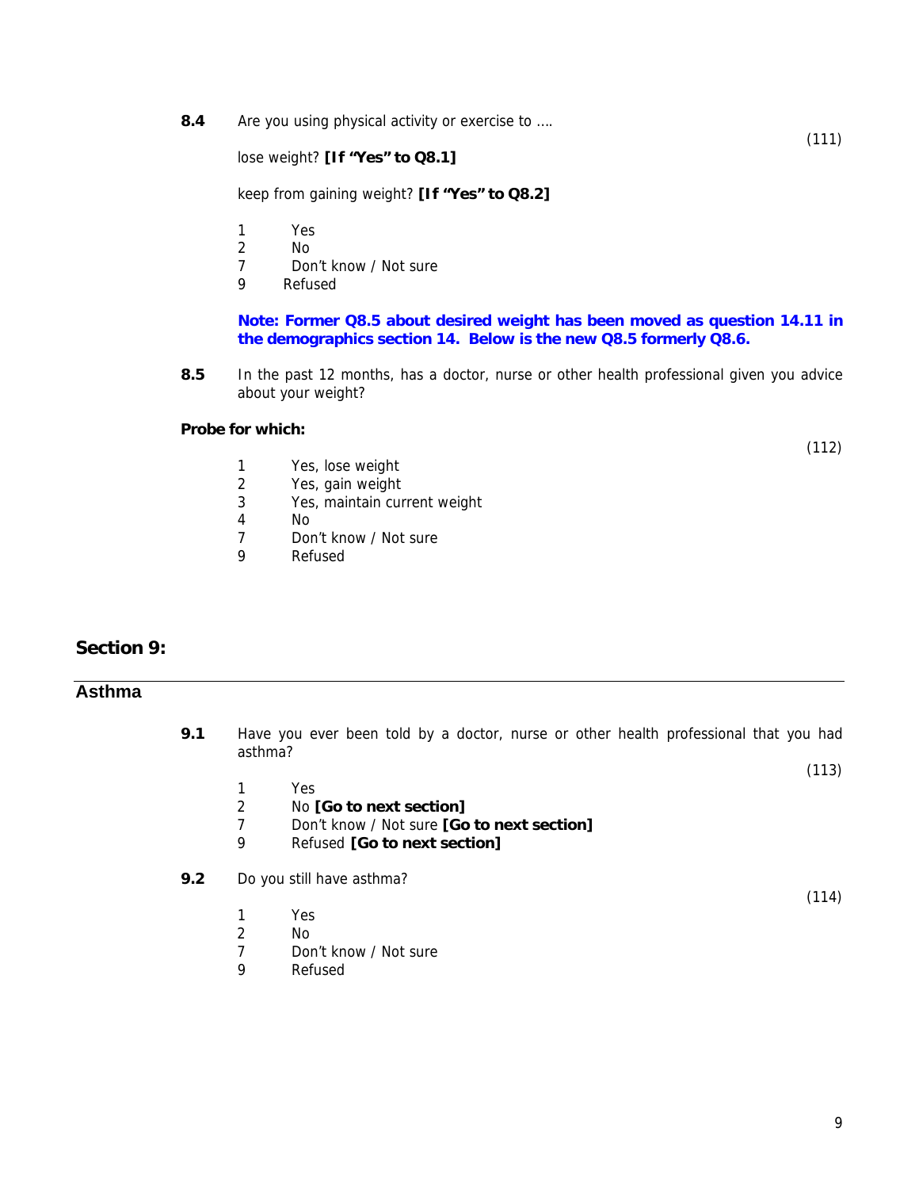**8.4** Are you using physical activity or exercise to ….

(111)

lose weight? **[If "Yes" to Q8.1]**

keep from gaining weight? **[If "Yes" to Q8.2]**

1 Yes
2 No
7 Don't know / Not sure
9 Refused

**Note: Former Q8.5 about desired weight has been moved as question 14.11 in the demographics section 14. Below is the new Q8.5 formerly Q8.6.**

**8.5** In the past 12 months, has a doctor, nurse or other health professional given you advice about your weight?

**Probe for which:**

(112)

1 Yes, lose weight
2 Yes, gain weight
3 Yes, maintain current weight
4 No
7 Don't know / Not sure
9 Refused

## Section 9:

## Asthma

**9.1** Have you ever been told by a doctor, nurse or other health professional that you had asthma?

(113)

1 Yes
2 No **[Go to next section]**
7 Don't know / Not sure **[Go to next section]**
9 Refused **[Go to next section]**

**9.2** Do you still have asthma?

(114)

1 Yes
2 No
7 Don't know / Not sure
9 Refused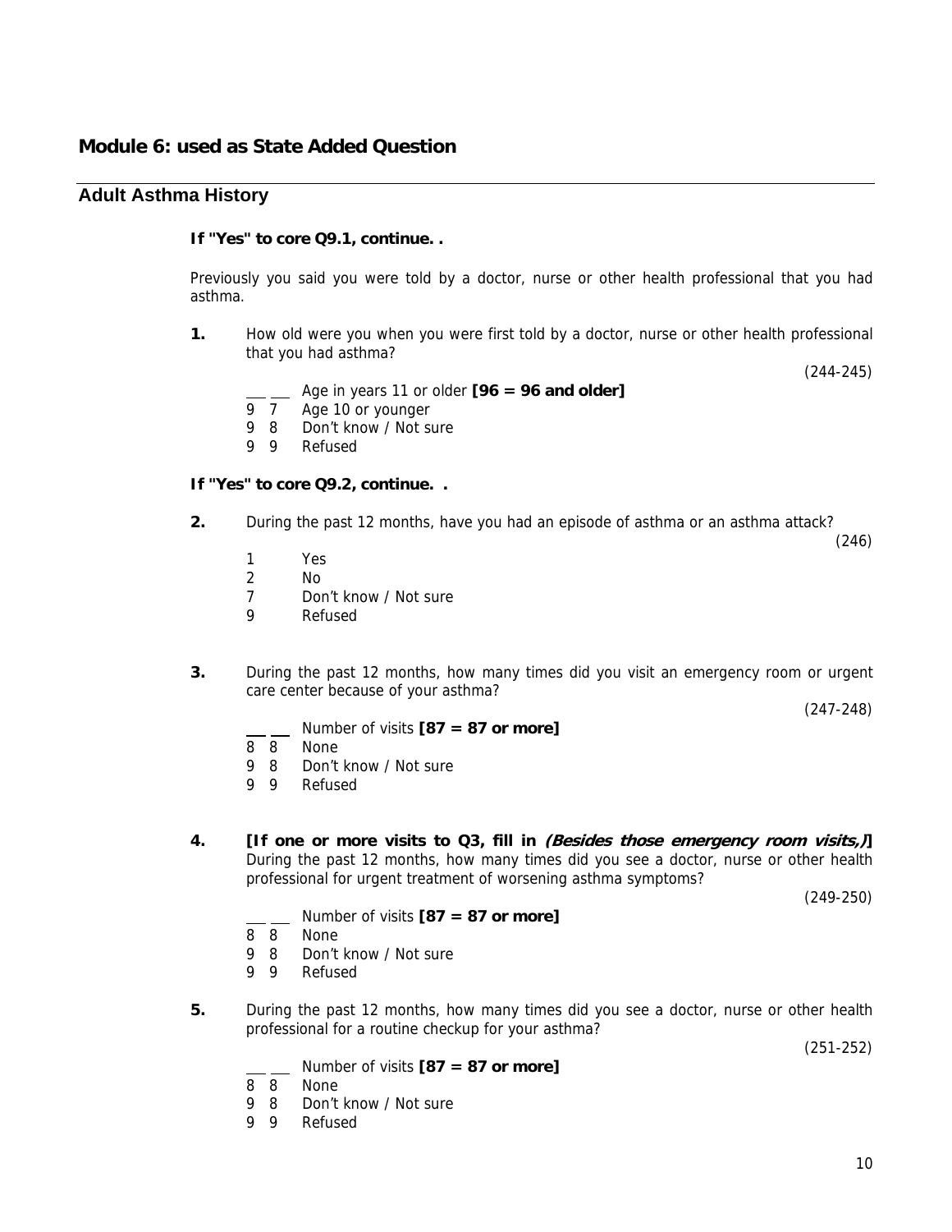## Module 6: used as State Added Question

### Adult Asthma History

**If "Yes" to core Q9.1, continue. .**

Previously you said you were told by a doctor, nurse or other health professional that you had asthma.

**1.** How old were you when you were first told by a doctor, nurse or other health professional that you had asthma?

(244-245)

- ___ ___ Age in years 11 or older **[96 = 96 and older]**
- 9 7 Age 10 or younger
- 9 8 Don't know / Not sure
- 9 9 Refused

**If "Yes" to core Q9.2, continue. .**

**2.** During the past 12 months, have you had an episode of asthma or an asthma attack?

(246)

- 1 Yes
- 2 No
- 7 Don't know / Not sure
- 9 Refused

**3.** During the past 12 months, how many times did you visit an emergency room or urgent care center because of your asthma?

(247-248)

- ___ ___ Number of visits **[87 = 87 or more]**
- 8 8 None
- 9 8 Don't know / Not sure
- 9 9 Refused

**4.** **[If one or more visits to Q3, fill in *(Besides those emergency room visits,)*]** During the past 12 months, how many times did you see a doctor, nurse or other health professional for urgent treatment of worsening asthma symptoms?

(249-250)

- ___ ___ Number of visits **[87 = 87 or more]**
- 8 8 None
- 9 8 Don't know / Not sure
- 9 9 Refused

**5.** During the past 12 months, how many times did you see a doctor, nurse or other health professional for a routine checkup for your asthma?

(251-252)

- ___ ___ Number of visits **[87 = 87 or more]**
- 8 8 None
- 9 8 Don't know / Not sure
- 9 9 Refused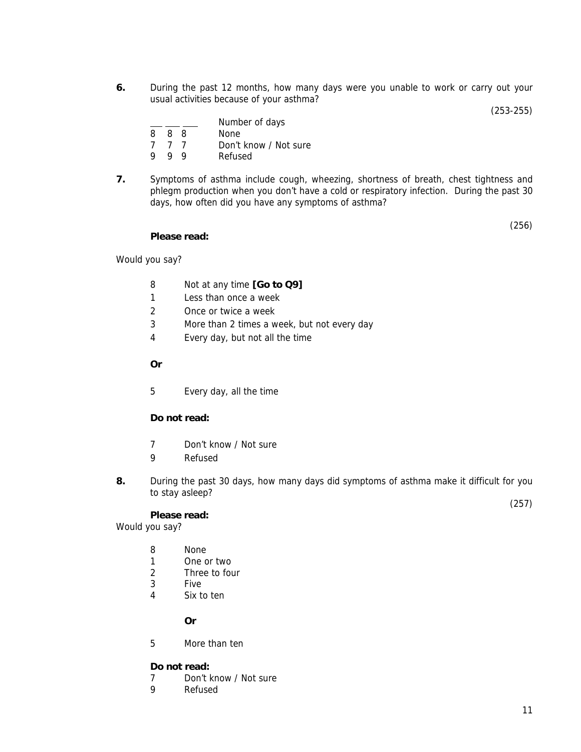**6.** During the past 12 months, how many days were you unable to work or carry out your usual activities because of your asthma?

(253-255)

| | |
|---|---|
| ___ ___ ___ | Number of days |
| 8 8 8 | None |
| 7 7 7 | Don't know / Not sure |
| 9 9 9 | Refused |

**7.** Symptoms of asthma include cough, wheezing, shortness of breath, chest tightness and phlegm production when you don't have a cold or respiratory infection. During the past 30 days, how often did you have any symptoms of asthma?

(256)

**Please read:**

Would you say?

8 Not at any time **[Go to Q9]**
1 Less than once a week
2 Once or twice a week
3 More than 2 times a week, but not every day
4 Every day, but not all the time

**Or**

5 Every day, all the time

**Do not read:**

7 Don't know / Not sure
9 Refused

**8.** During the past 30 days, how many days did symptoms of asthma make it difficult for you to stay asleep?

(257)

**Please read:**

Would you say?

8 None
1 One or two
2 Three to four
3 Five
4 Six to ten

**Or**

5 More than ten

**Do not read:**

7 Don't know / Not sure
9 Refused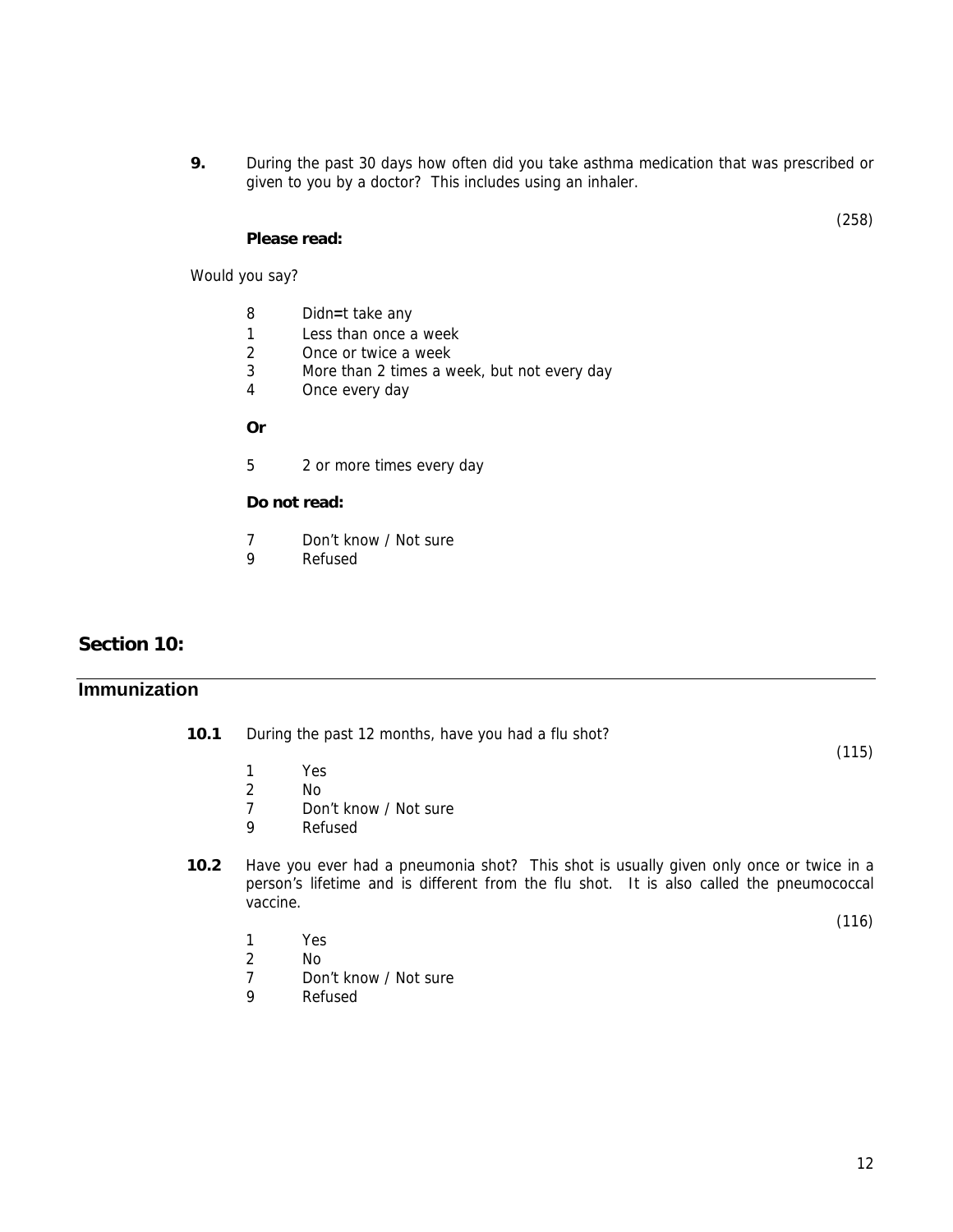**9.** During the past 30 days how often did you take asthma medication that was prescribed or given to you by a doctor? This includes using an inhaler.

(258)

**Please read:**

Would you say?

8 Didn=t take any
1 Less than once a week
2 Once or twice a week
3 More than 2 times a week, but not every day
4 Once every day

**Or**

5 2 or more times every day

**Do not read:**

7 Don't know / Not sure
9 Refused

## Section 10:

## Immunization

**10.1** During the past 12 months, have you had a flu shot?

(115)

1 Yes
2 No
7 Don't know / Not sure
9 Refused

**10.2** Have you ever had a pneumonia shot? This shot is usually given only once or twice in a person's lifetime and is different from the flu shot. It is also called the pneumococcal vaccine.

(116)

1 Yes
2 No
7 Don't know / Not sure
9 Refused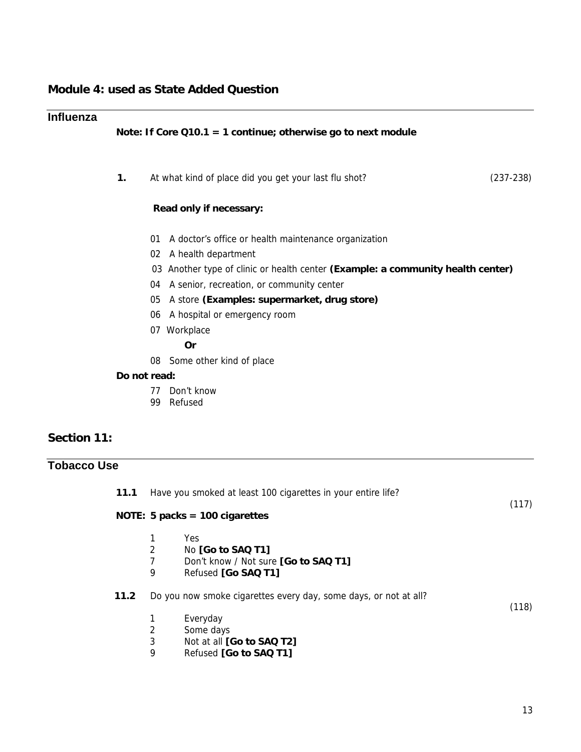## Module 4: used as State Added Question

### Influenza

**Note: If Core Q10.1 = 1 continue; otherwise go to next module**

**1.** At what kind of place did you get your last flu shot? (237-238)

**Read only if necessary:**

01 A doctor's office or health maintenance organization
02 A health department
03 Another type of clinic or health center **(Example: a community health center)**
04 A senior, recreation, or community center
05 A store **(Examples: supermarket, drug store)**
06 A hospital or emergency room
07 Workplace

**Or**

08 Some other kind of place

**Do not read:**

77 Don't know
99 Refused

## Section 11:

### Tobacco Use

**11.1** Have you smoked at least 100 cigarettes in your entire life? (117)

**NOTE: 5 packs = 100 cigarettes**

1 Yes
2 No **[Go to SAQ T1]**
7 Don't know / Not sure **[Go to SAQ T1]**
9 Refused **[Go SAQ T1]**

**11.2** Do you now smoke cigarettes every day, some days, or not at all? (118)

1 Everyday
2 Some days
3 Not at all **[Go to SAQ T2]**
9 Refused **[Go to SAQ T1]**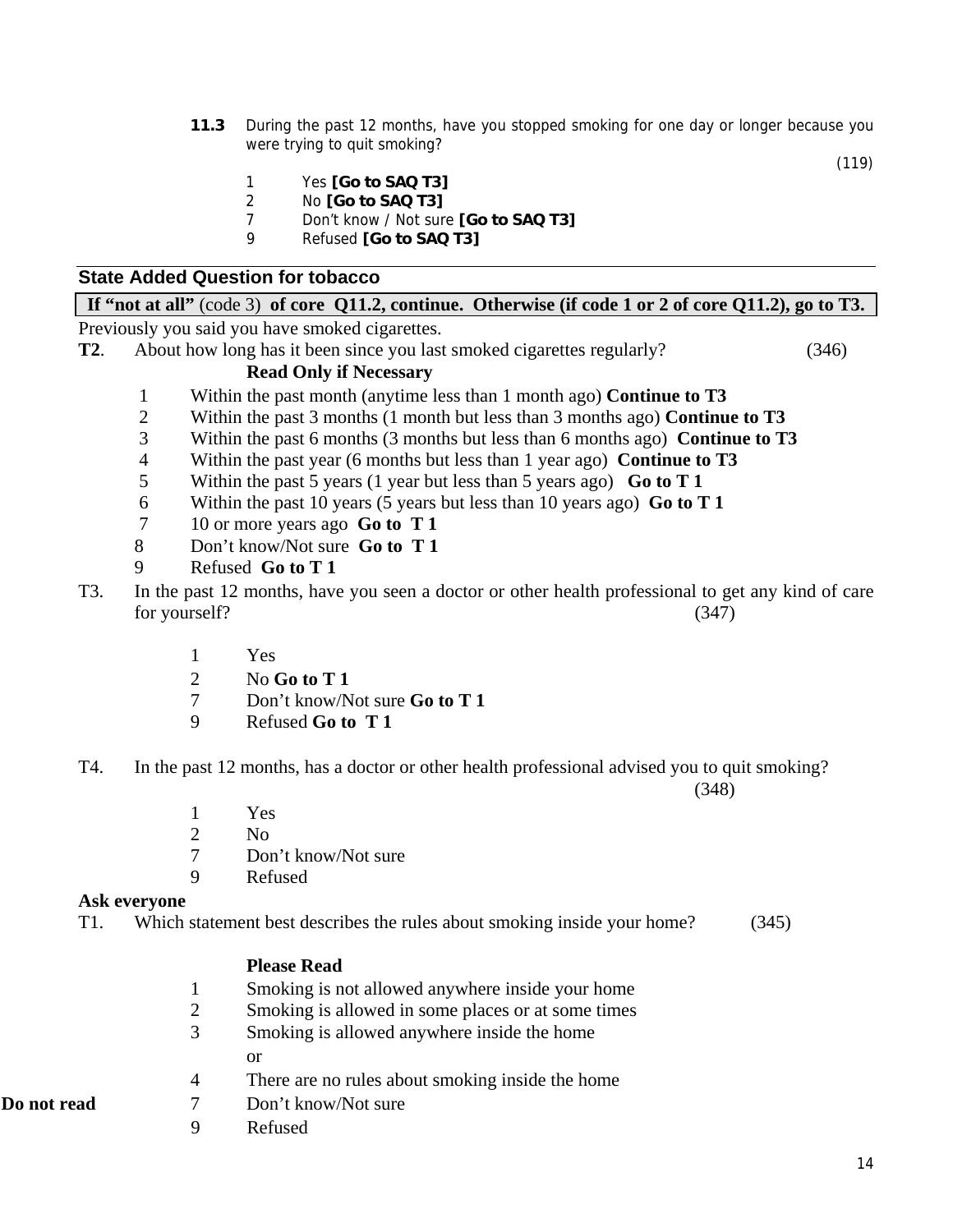**11.3** During the past 12 months, have you stopped smoking for one day or longer because you were trying to quit smoking?

(119)

1 Yes **[Go to SAQ T3]**
2 No **[Go to SAQ T3]**
7 Don't know / Not sure **[Go to SAQ T3]**
9 Refused **[Go to SAQ T3]**

---

### State Added Question for tobacco

**If "not at all"** (code 3) **of core Q11.2, continue. Otherwise (if code 1 or 2 of core Q11.2), go to T3.**

Previously you said you have smoked cigarettes.

**T2**. About how long has it been since you last smoked cigarettes regularly? (346)

**Read Only if Necessary**

1 Within the past month (anytime less than 1 month ago) **Continue to T3**
2 Within the past 3 months (1 month but less than 3 months ago) **Continue to T3**
3 Within the past 6 months (3 months but less than 6 months ago) **Continue to T3**
4 Within the past year (6 months but less than 1 year ago) **Continue to T3**
5 Within the past 5 years (1 year but less than 5 years ago) **Go to T 1**
6 Within the past 10 years (5 years but less than 10 years ago) **Go to T 1**
7 10 or more years ago **Go to T 1**
8 Don't know/Not sure **Go to T 1**
9 Refused **Go to T 1**

T3. In the past 12 months, have you seen a doctor or other health professional to get any kind of care for yourself? (347)

1 Yes
2 No **Go to T 1**
7 Don't know/Not sure **Go to T 1**
9 Refused **Go to T 1**

T4. In the past 12 months, has a doctor or other health professional advised you to quit smoking?

(348)

1 Yes
2 No
7 Don't know/Not sure
9 Refused

**Ask everyone**

T1. Which statement best describes the rules about smoking inside your home? (345)

**Please Read**

1 Smoking is not allowed anywhere inside your home
2 Smoking is allowed in some places or at some times
3 Smoking is allowed anywhere inside the home

or

4 There are no rules about smoking inside the home

**Do not read**

7 Don't know/Not sure
9 Refused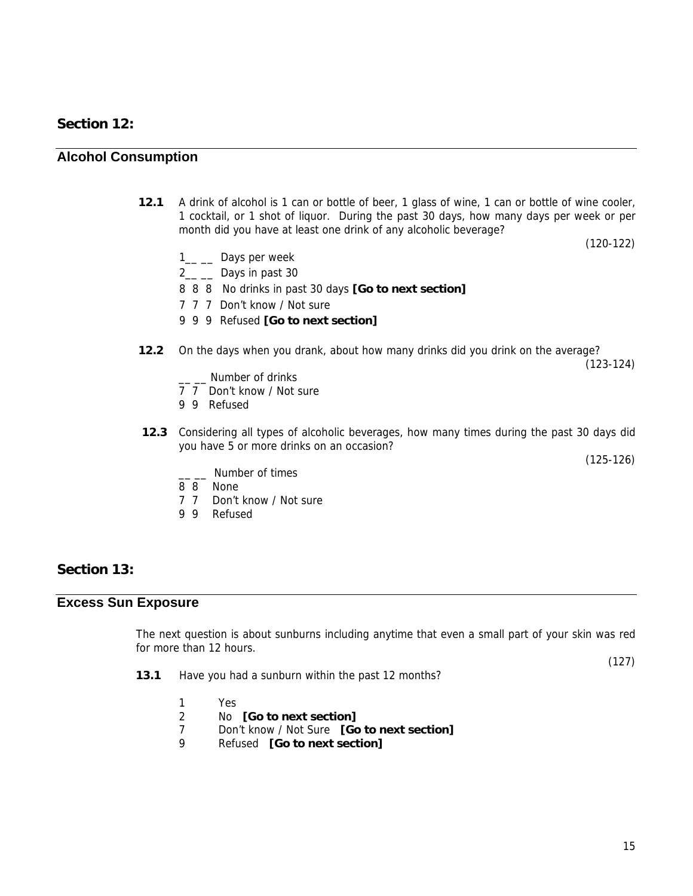## Section 12:

## Alcohol Consumption

**12.1** A drink of alcohol is 1 can or bottle of beer, 1 glass of wine, 1 can or bottle of wine cooler, 1 cocktail, or 1 shot of liquor. During the past 30 days, how many days per week or per month did you have at least one drink of any alcoholic beverage?

(120-122)

1__ __ Days per week
2__ __ Days in past 30
8 8 8 No drinks in past 30 days **[Go to next section]**
7 7 7 Don't know / Not sure
9 9 9 Refused **[Go to next section]**

**12.2** On the days when you drank, about how many drinks did you drink on the average?

(123-124)

__ __ Number of drinks
7 7 Don't know / Not sure
9 9 Refused

**12.3** Considering all types of alcoholic beverages, how many times during the past 30 days did you have 5 or more drinks on an occasion?

(125-126)

__ __ Number of times
8 8 None
7 7 Don't know / Not sure
9 9 Refused

## Section 13:

## Excess Sun Exposure

The next question is about sunburns including anytime that even a small part of your skin was red for more than 12 hours.

(127)

**13.1** Have you had a sunburn within the past 12 months?

1 Yes
2 No **[Go to next section]**
7 Don't know / Not Sure **[Go to next section]**
9 Refused **[Go to next section]**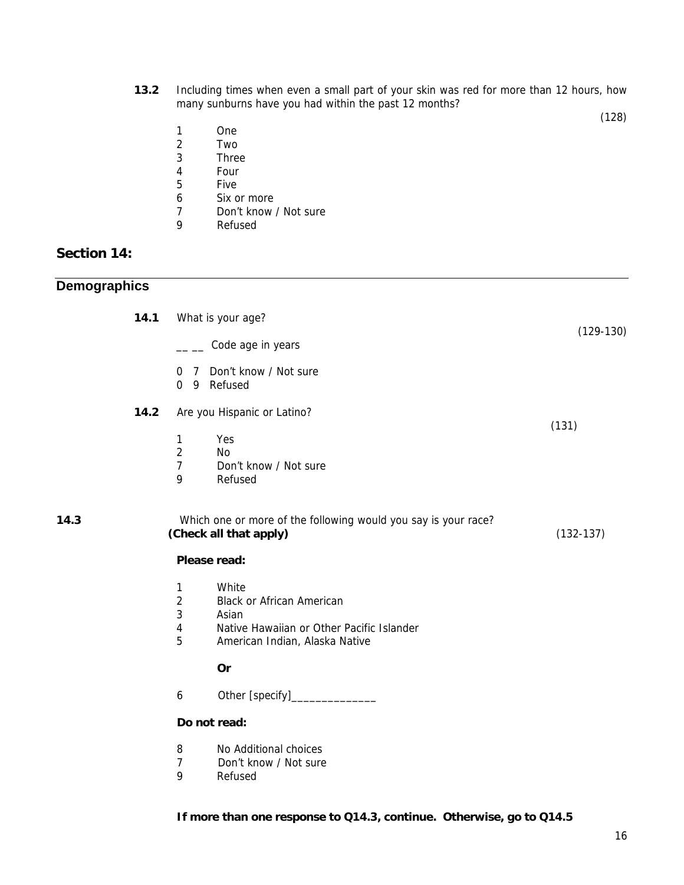**13.2** Including times when even a small part of your skin was red for more than 12 hours, how many sunburns have you had within the past 12 months?

(128)

1 One
2 Two
3 Three
4 Four
5 Five
6 Six or more
7 Don't know / Not sure
9 Refused

## Section 14:

## Demographics

**14.1** What is your age?

(129-130)

__ __ Code age in years

0 7 Don't know / Not sure
0 9 Refused

**14.2** Are you Hispanic or Latino?

(131)

1 Yes
2 No
7 Don't know / Not sure
9 Refused

**14.3** Which one or more of the following would you say is your race? **(Check all that apply)**

(132-137)

**Please read:**

1 White
2 Black or African American
3 Asian
4 Native Hawaiian or Other Pacific Islander
5 American Indian, Alaska Native

**Or**

6 Other [specify]______________

**Do not read:**

8 No Additional choices
7 Don't know / Not sure
9 Refused

**If more than one response to Q14.3, continue. Otherwise, go to Q14.5**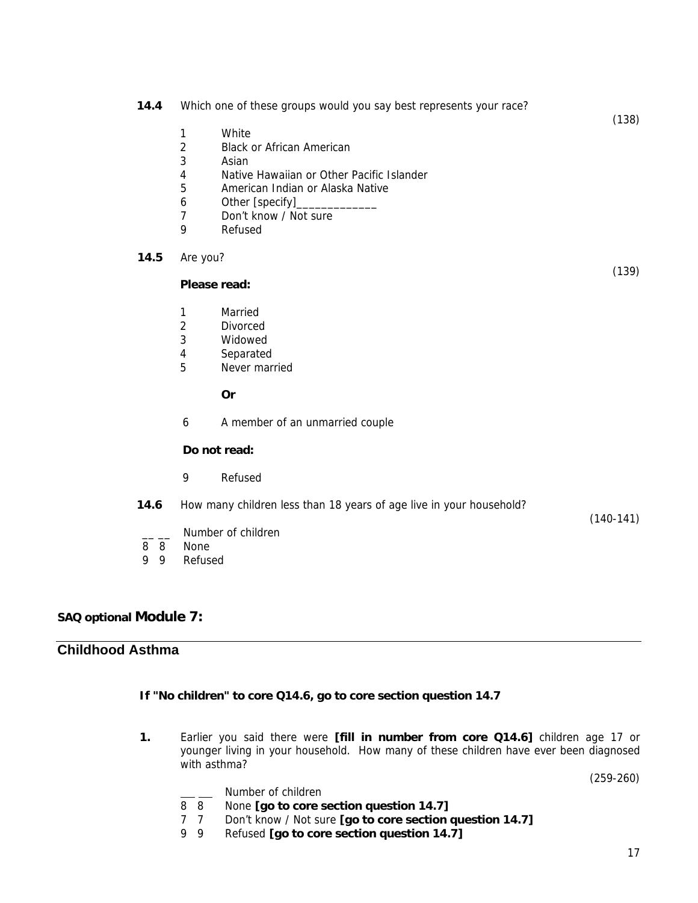**14.4** Which one of these groups would you say best represents your race?

(138)

1 White
2 Black or African American
3 Asian
4 Native Hawaiian or Other Pacific Islander
5 American Indian or Alaska Native
6 Other [specify]_____________
7 Don't know / Not sure
9 Refused

**14.5** Are you?

(139)

**Please read:**

1 Married
2 Divorced
3 Widowed
4 Separated
5 Never married

**Or**

6 A member of an unmarried couple

**Do not read:**

9 Refused

**14.6** How many children less than 18 years of age live in your household?

(140-141)

__ __ Number of children
8 8 None
9 9 Refused

## SAQ optional **Module 7:**

## Childhood Asthma

**If "No children" to core Q14.6, go to core section question 14.7**

**1.** Earlier you said there were **[fill in number from core Q14.6]** children age 17 or younger living in your household. How many of these children have ever been diagnosed with asthma?

(259-260)

___ ___ Number of children
8 8 None **[go to core section question 14.7]**
7 7 Don't know / Not sure **[go to core section question 14.7]**
9 9 Refused **[go to core section question 14.7]**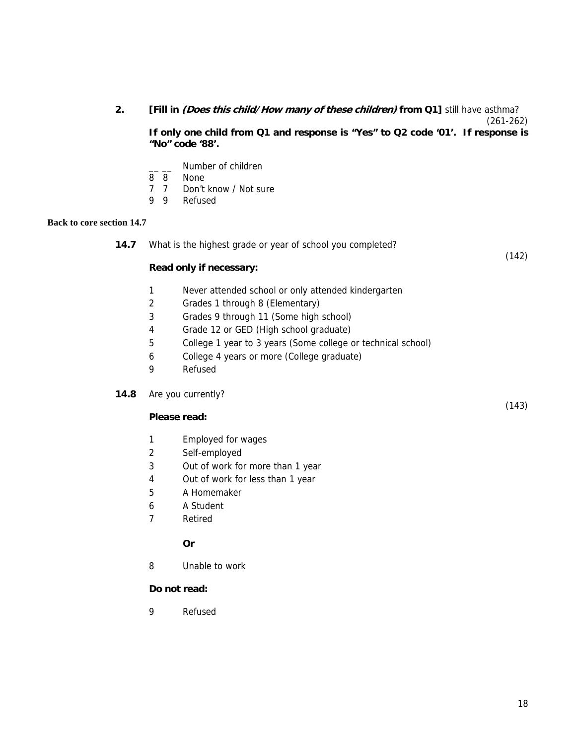**2.** **[Fill in *(Does this child/How many of these children)* from Q1]** still have asthma?

(261-262)

**If only one child from Q1 and response is "Yes" to Q2 code '01'. If response is "No" code '88'.**

- __ __ Number of children
- 8 8 None
- 7 7 Don't know / Not sure
- 9 9 Refused

**Back to core section 14.7**

**14.7** What is the highest grade or year of school you completed?

(142)

**Read only if necessary:**

- 1 Never attended school or only attended kindergarten
- 2 Grades 1 through 8 (Elementary)
- 3 Grades 9 through 11 (Some high school)
- 4 Grade 12 or GED (High school graduate)
- 5 College 1 year to 3 years (Some college or technical school)
- 6 College 4 years or more (College graduate)
- 9 Refused

**14.8** Are you currently?

(143)

**Please read:**

- 1 Employed for wages
- 2 Self-employed
- 3 Out of work for more than 1 year
- 4 Out of work for less than 1 year
- 5 A Homemaker
- 6 A Student
- 7 Retired

**Or**

- 8 Unable to work

**Do not read:**

- 9 Refused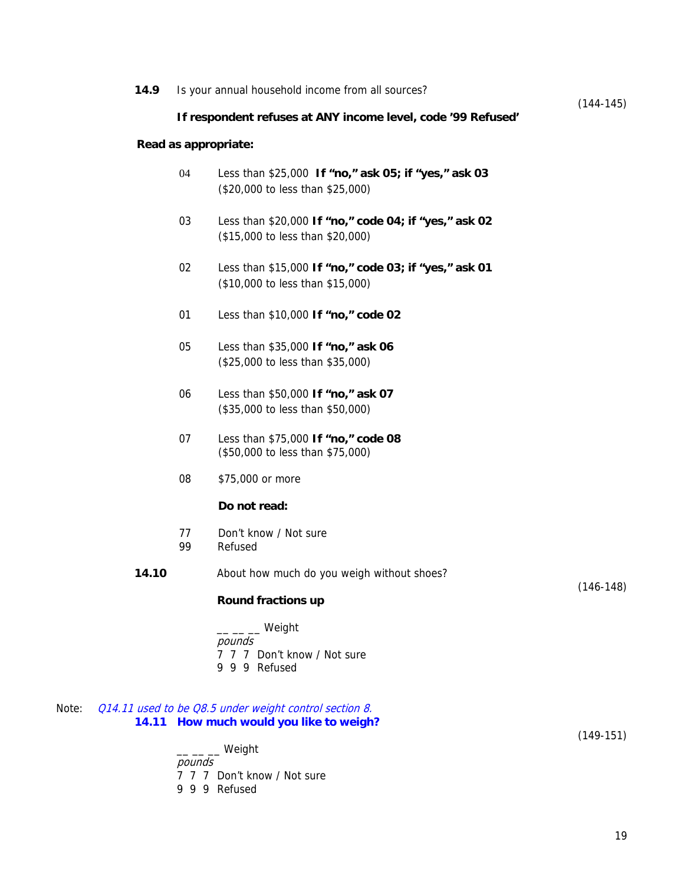**14.9** Is your annual household income from all sources? (144-145)

**If respondent refuses at ANY income level, code '99 Refused'**

**Read as appropriate:**

04 Less than $25,000 **If "no," ask 05; if "yes," ask 03**
($20,000 to less than $25,000)

03 Less than $20,000 **If "no," code 04; if "yes," ask 02**
($15,000 to less than $20,000)

02 Less than $15,000 **If "no," code 03; if "yes," ask 01**
($10,000 to less than $15,000)

01 Less than $10,000 **If "no," code 02**

05 Less than $35,000 **If "no," ask 06**
($25,000 to less than $35,000)

06 Less than $50,000 **If "no," ask 07**
($35,000 to less than $50,000)

07 Less than $75,000 **If "no," code 08**
($50,000 to less than $75,000)

08 $75,000 or more

**Do not read:**

77 Don't know / Not sure
99 Refused

**14.10** About how much do you weigh without shoes? (146-148)

**Round fractions up**

__ __ __ Weight
*pounds*
7 7 7 Don't know / Not sure
9 9 9 Refused

Note: *Q14.11 used to be Q8.5 under weight control section 8.*

**14.11 How much would you like to weigh?** (149-151)

__ __ __ Weight
*pounds*
7 7 7 Don't know / Not sure
9 9 9 Refused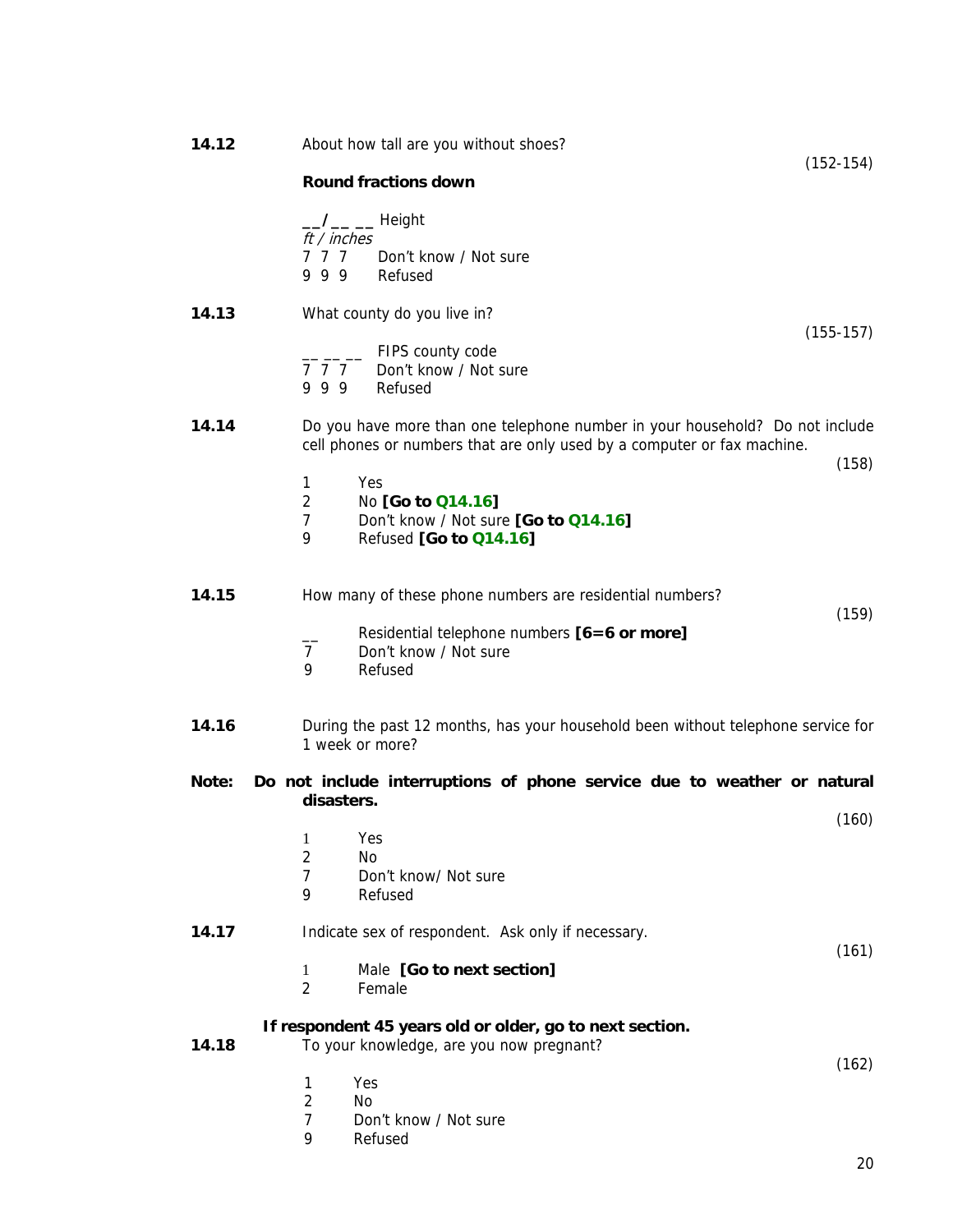**14.12** About how tall are you without shoes?

(152-154)

**Round fractions down**

__/__ __ Height
*ft / inches*
7 7 7 Don't know / Not sure
9 9 9 Refused

**14.13** What county do you live in?

(155-157)

__ __ __ FIPS county code
7 7 7 Don't know / Not sure
9 9 9 Refused

**14.14** Do you have more than one telephone number in your household? Do not include cell phones or numbers that are only used by a computer or fax machine.

(158)

1 Yes
2 No **[Go to Q14.16]**
7 Don't know / Not sure **[Go to Q14.16]**
9 Refused **[Go to Q14.16]**

**14.15** How many of these phone numbers are residential numbers?

(159)

__ Residential telephone numbers **[6=6 or more]**
7 Don't know / Not sure
9 Refused

**14.16** During the past 12 months, has your household been without telephone service for 1 week or more?

**Note: Do not include interruptions of phone service due to weather or natural disasters.**

(160)

1 Yes
2 No
7 Don't know/ Not sure
9 Refused

**14.17** Indicate sex of respondent. Ask only if necessary.

(161)

1 Male **[Go to next section]**
2 Female

**If respondent 45 years old or older, go to next section.**

**14.18** To your knowledge, are you now pregnant?

(162)

1 Yes
2 No
7 Don't know / Not sure
9 Refused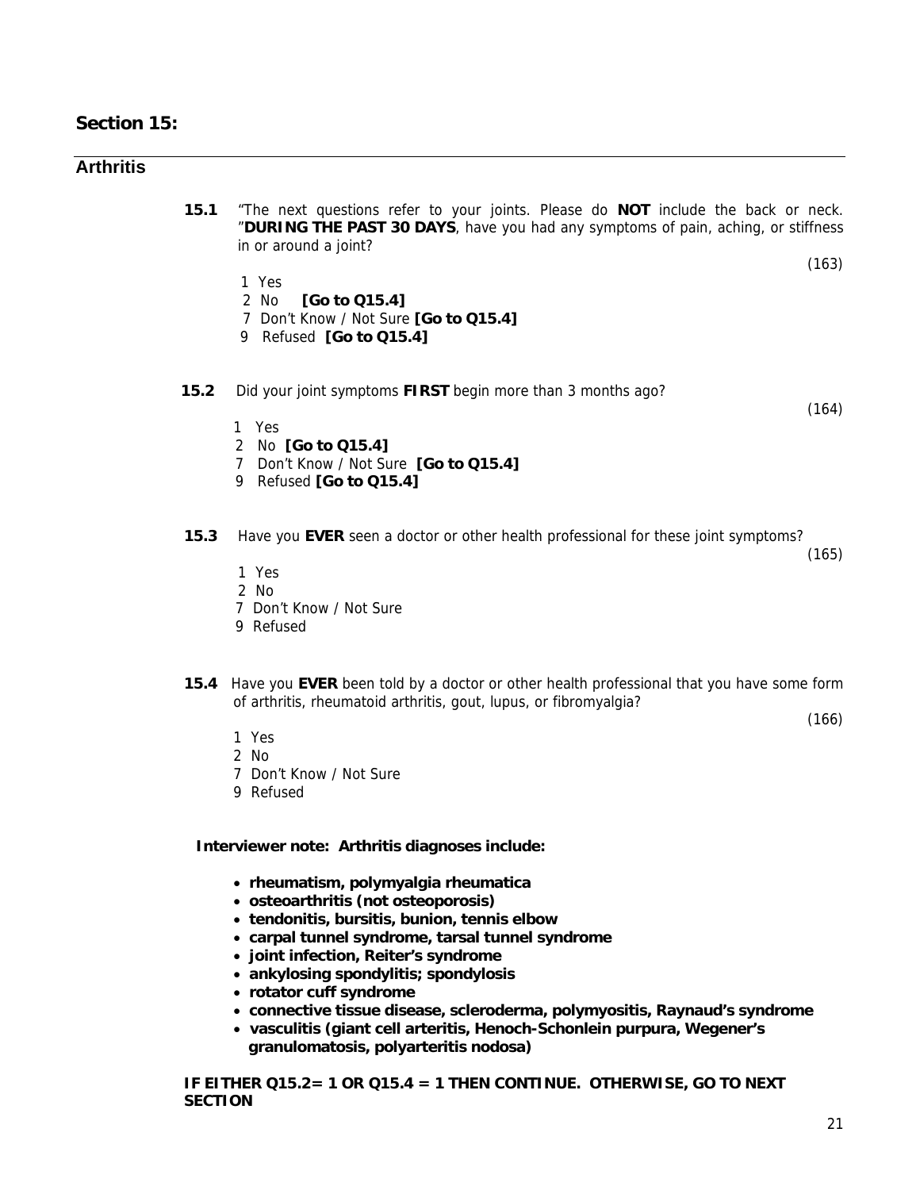## Section 15:

### Arthritis

**15.1** "The next questions refer to your joints. Please do **NOT** include the back or neck. "**DURING THE PAST 30 DAYS**, have you had any symptoms of pain, aching, or stiffness in or around a joint?

(163)

1 Yes
2 No **[Go to Q15.4]**
7 Don't Know / Not Sure **[Go to Q15.4]**
9 Refused **[Go to Q15.4]**

**15.2** Did your joint symptoms **FIRST** begin more than 3 months ago?

(164)

1 Yes
2 No **[Go to Q15.4]**
7 Don't Know / Not Sure **[Go to Q15.4]**
9 Refused **[Go to Q15.4]**

**15.3** Have you **EVER** seen a doctor or other health professional for these joint symptoms?

(165)

1 Yes
2 No
7 Don't Know / Not Sure
9 Refused

**15.4** Have you **EVER** been told by a doctor or other health professional that you have some form of arthritis, rheumatoid arthritis, gout, lupus, or fibromyalgia?

(166)

1 Yes
2 No
7 Don't Know / Not Sure
9 Refused

**Interviewer note: Arthritis diagnoses include:**

- **rheumatism, polymyalgia rheumatica**
- **osteoarthritis (not osteoporosis)**
- **tendonitis, bursitis, bunion, tennis elbow**
- **carpal tunnel syndrome, tarsal tunnel syndrome**
- **joint infection, Reiter's syndrome**
- **ankylosing spondylitis; spondylosis**
- **rotator cuff syndrome**
- **connective tissue disease, scleroderma, polymyositis, Raynaud's syndrome**
- **vasculitis (giant cell arteritis, Henoch-Schonlein purpura, Wegener's granulomatosis, polyarteritis nodosa)**

**IF EITHER Q15.2= 1 OR Q15.4 = 1 THEN CONTINUE. OTHERWISE, GO TO NEXT SECTION**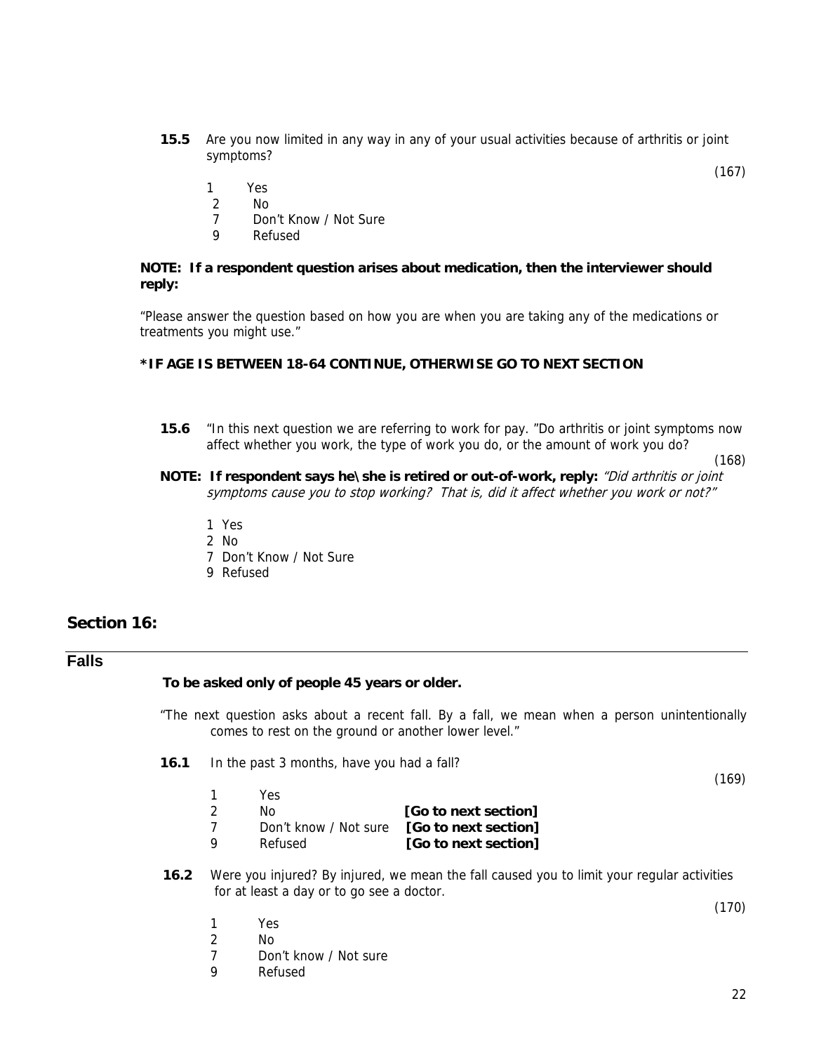**15.5** Are you now limited in any way in any of your usual activities because of arthritis or joint symptoms?

(167)

1 Yes
2 No
7 Don't Know / Not Sure
9 Refused

**NOTE: If a respondent question arises about medication, then the interviewer should reply:**

"Please answer the question based on how you are when you are taking any of the medications or treatments you might use."

**\*IF AGE IS BETWEEN 18-64 CONTINUE, OTHERWISE GO TO NEXT SECTION**

**15.6** "In this next question we are referring to work for pay. "Do arthritis or joint symptoms now affect whether you work, the type of work you do, or the amount of work you do?

(168)

**NOTE: If respondent says he\she is retired or out-of-work, reply:** *"Did arthritis or joint symptoms cause you to stop working? That is, did it affect whether you work or not?"*

1 Yes
2 No
7 Don't Know / Not Sure
9 Refused

## Section 16:

## Falls

**To be asked only of people 45 years or older.**

"The next question asks about a recent fall. By a fall, we mean when a person unintentionally comes to rest on the ground or another lower level."

**16.1** In the past 3 months, have you had a fall?

(169)

1 Yes
2 No **[Go to next section]**
7 Don't know / Not sure **[Go to next section]**
9 Refused **[Go to next section]**

**16.2** Were you injured? By injured, we mean the fall caused you to limit your regular activities for at least a day or to go see a doctor.

(170)

1 Yes
2 No
7 Don't know / Not sure
9 Refused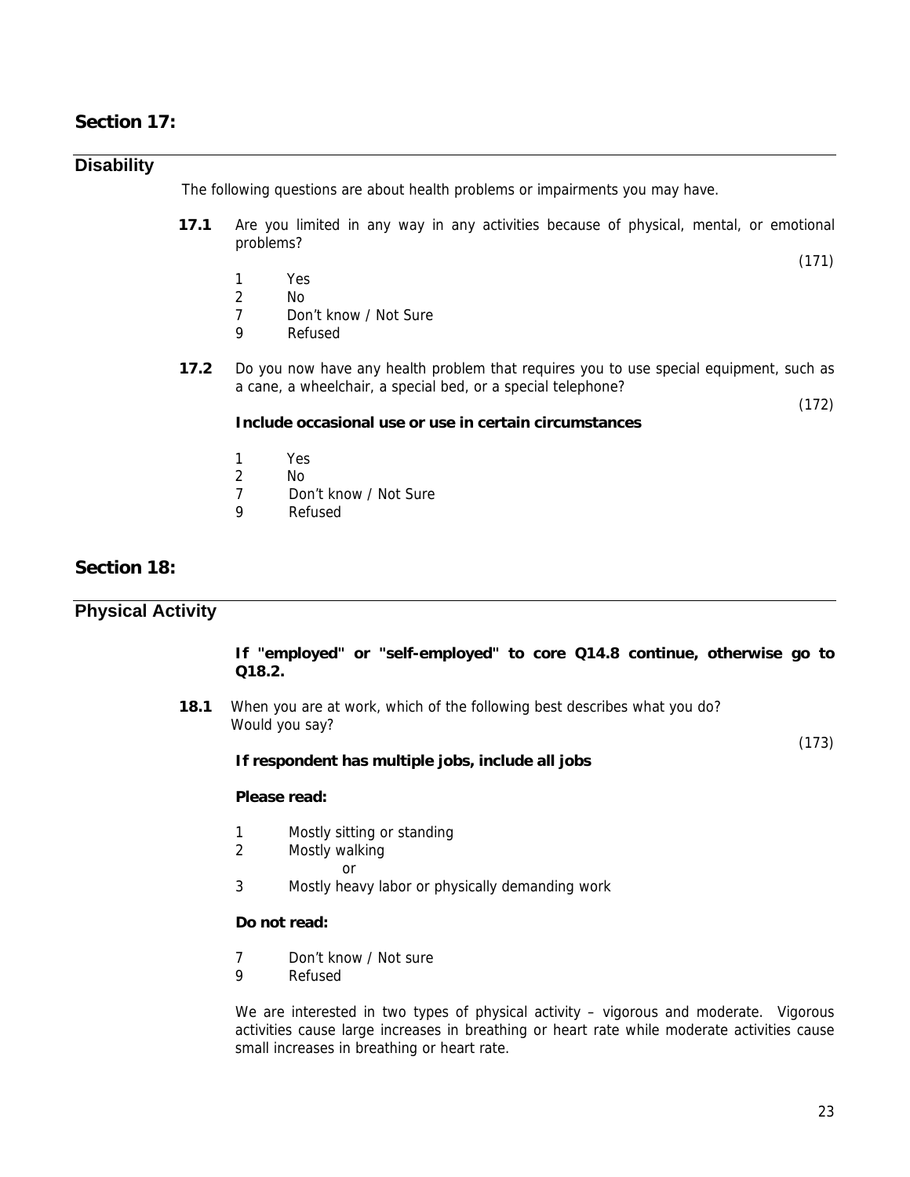## Section 17:

### Disability

The following questions are about health problems or impairments you may have.

**17.1** Are you limited in any way in any activities because of physical, mental, or emotional problems?

(171)

1 Yes
2 No
7 Don't know / Not Sure
9 Refused

**17.2** Do you now have any health problem that requires you to use special equipment, such as a cane, a wheelchair, a special bed, or a special telephone?

(172)

**Include occasional use or use in certain circumstances**

1 Yes
2 No
7 Don't know / Not Sure
9 Refused

## Section 18:

### Physical Activity

**If "employed" or "self-employed" to core Q14.8 continue, otherwise go to Q18.2.**

**18.1** When you are at work, which of the following best describes what you do? Would you say?

(173)

**If respondent has multiple jobs, include all jobs**

**Please read:**

1 Mostly sitting or standing
2 Mostly walking
or
3 Mostly heavy labor or physically demanding work

**Do not read:**

7 Don't know / Not sure
9 Refused

We are interested in two types of physical activity – vigorous and moderate. Vigorous activities cause large increases in breathing or heart rate while moderate activities cause small increases in breathing or heart rate.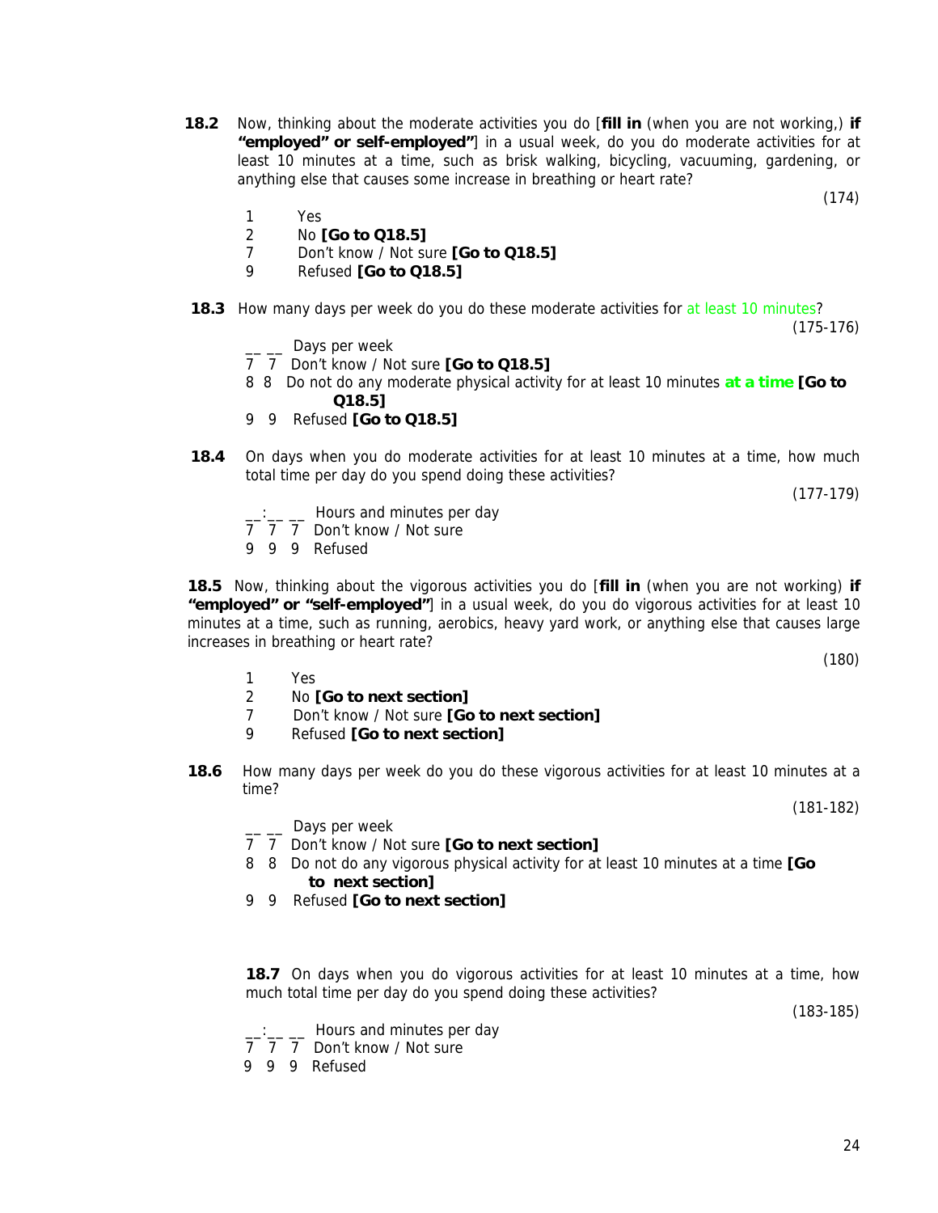**18.2** Now, thinking about the moderate activities you do [**fill in** (when you are not working,) **if "employed" or self-employed"**] in a usual week, do you do moderate activities for at least 10 minutes at a time, such as brisk walking, bicycling, vacuuming, gardening, or anything else that causes some increase in breathing or heart rate?

(174)

1 Yes
2 No **[Go to Q18.5]**
7 Don't know / Not sure **[Go to Q18.5]**
9 Refused **[Go to Q18.5]**

**18.3** How many days per week do you do these moderate activities for at least 10 minutes?

(175-176)

__ __ Days per week
7 7 Don't know / Not sure **[Go to Q18.5]**
8 8 Do not do any moderate physical activity for at least 10 minutes **at a time** **[Go to Q18.5]**
9 9 Refused **[Go to Q18.5]**

**18.4** On days when you do moderate activities for at least 10 minutes at a time, how much total time per day do you spend doing these activities?

(177-179)

__:__ __ Hours and minutes per day
7 7 7 Don't know / Not sure
9 9 9 Refused

**18.5** Now, thinking about the vigorous activities you do [**fill in** (when you are not working) **if "employed" or "self-employed"**] in a usual week, do you do vigorous activities for at least 10 minutes at a time, such as running, aerobics, heavy yard work, or anything else that causes large increases in breathing or heart rate?

(180)

1 Yes
2 No **[Go to next section]**
7 Don't know / Not sure **[Go to next section]**
9 Refused **[Go to next section]**

**18.6** How many days per week do you do these vigorous activities for at least 10 minutes at a time?

(181-182)

__ __ Days per week
7 7 Don't know / Not sure **[Go to next section]**
8 8 Do not do any vigorous physical activity for at least 10 minutes at a time **[Go to next section]**
9 9 Refused **[Go to next section]**

**18.7** On days when you do vigorous activities for at least 10 minutes at a time, how much total time per day do you spend doing these activities?

(183-185)

__:__ __ Hours and minutes per day
7 7 7 Don't know / Not sure
9 9 9 Refused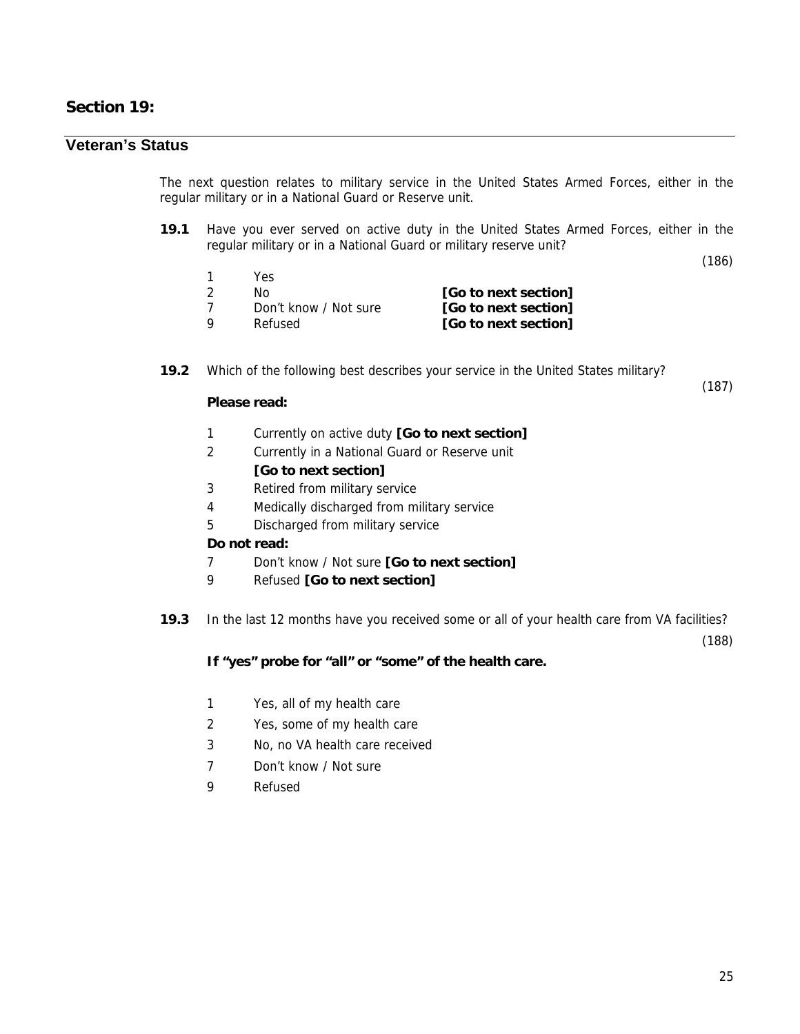## Section 19:

## Veteran's Status

The next question relates to military service in the United States Armed Forces, either in the regular military or in a National Guard or Reserve unit.

**19.1** Have you ever served on active duty in the United States Armed Forces, either in the regular military or in a National Guard or military reserve unit?

(186)

1 Yes
2 No **[Go to next section]**
7 Don't know / Not sure **[Go to next section]**
9 Refused **[Go to next section]**

**19.2** Which of the following best describes your service in the United States military?

(187)

**Please read:**

1 Currently on active duty **[Go to next section]**
2 Currently in a National Guard or Reserve unit **[Go to next section]**
3 Retired from military service
4 Medically discharged from military service
5 Discharged from military service

**Do not read:**

7 Don't know / Not sure **[Go to next section]**
9 Refused **[Go to next section]**

**19.3** In the last 12 months have you received some or all of your health care from VA facilities?

(188)

**If "yes" probe for "all" or "some" of the health care.**

1 Yes, all of my health care
2 Yes, some of my health care
3 No, no VA health care received
7 Don't know / Not sure
9 Refused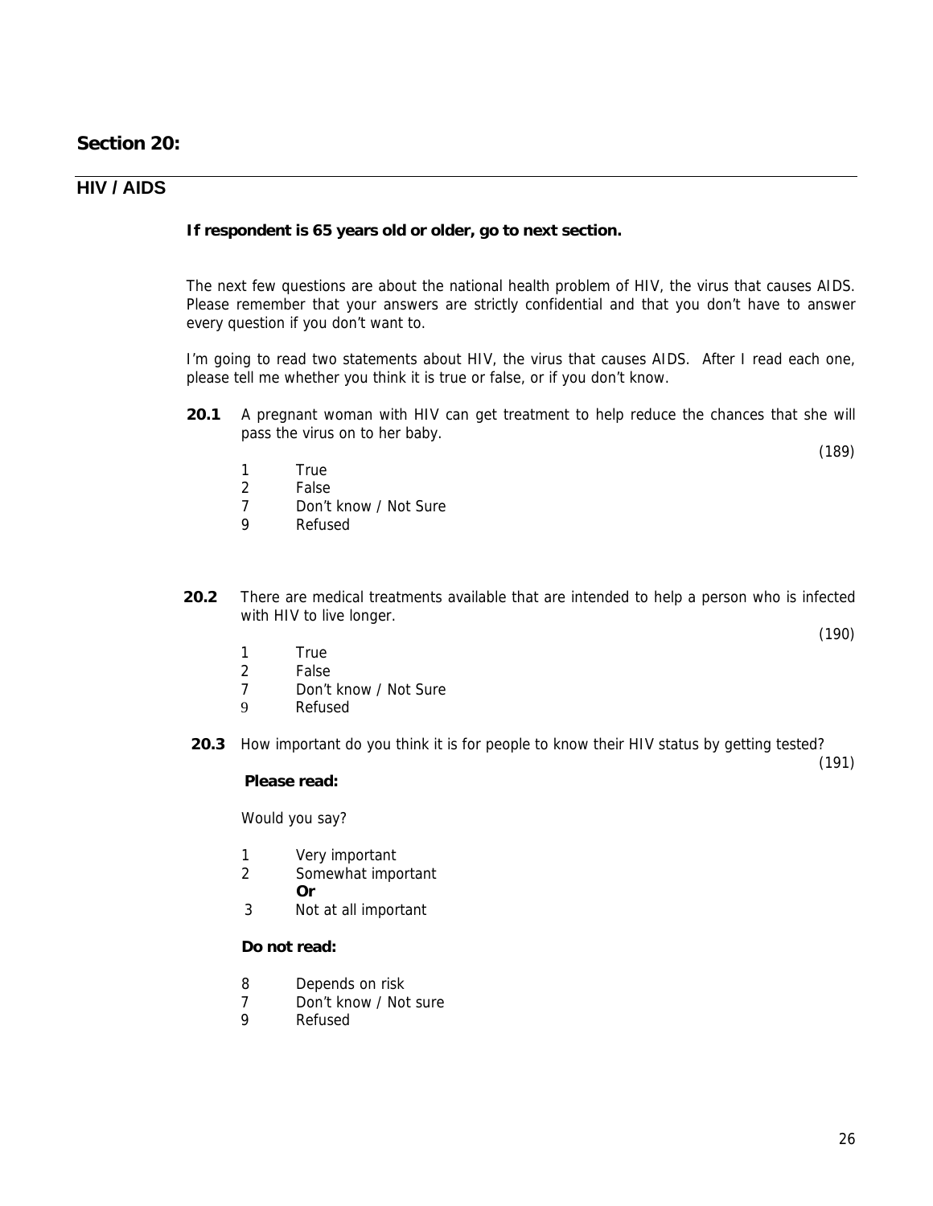# Section 20:

## HIV / AIDS

**If respondent is 65 years old or older, go to next section.**

The next few questions are about the national health problem of HIV, the virus that causes AIDS. Please remember that your answers are strictly confidential and that you don't have to answer every question if you don't want to.

I'm going to read two statements about HIV, the virus that causes AIDS. After I read each one, please tell me whether you think it is true or false, or if you don't know.

**20.1** A pregnant woman with HIV can get treatment to help reduce the chances that she will pass the virus on to her baby.

(189)

1 True
2 False
7 Don't know / Not Sure
9 Refused

**20.2** There are medical treatments available that are intended to help a person who is infected with HIV to live longer.

(190)

1 True
2 False
7 Don't know / Not Sure
9 Refused

**20.3** How important do you think it is for people to know their HIV status by getting tested?

(191)

**Please read:**

Would you say?

1 Very important
2 Somewhat important
**Or**
3 Not at all important

**Do not read:**

8 Depends on risk
7 Don't know / Not sure
9 Refused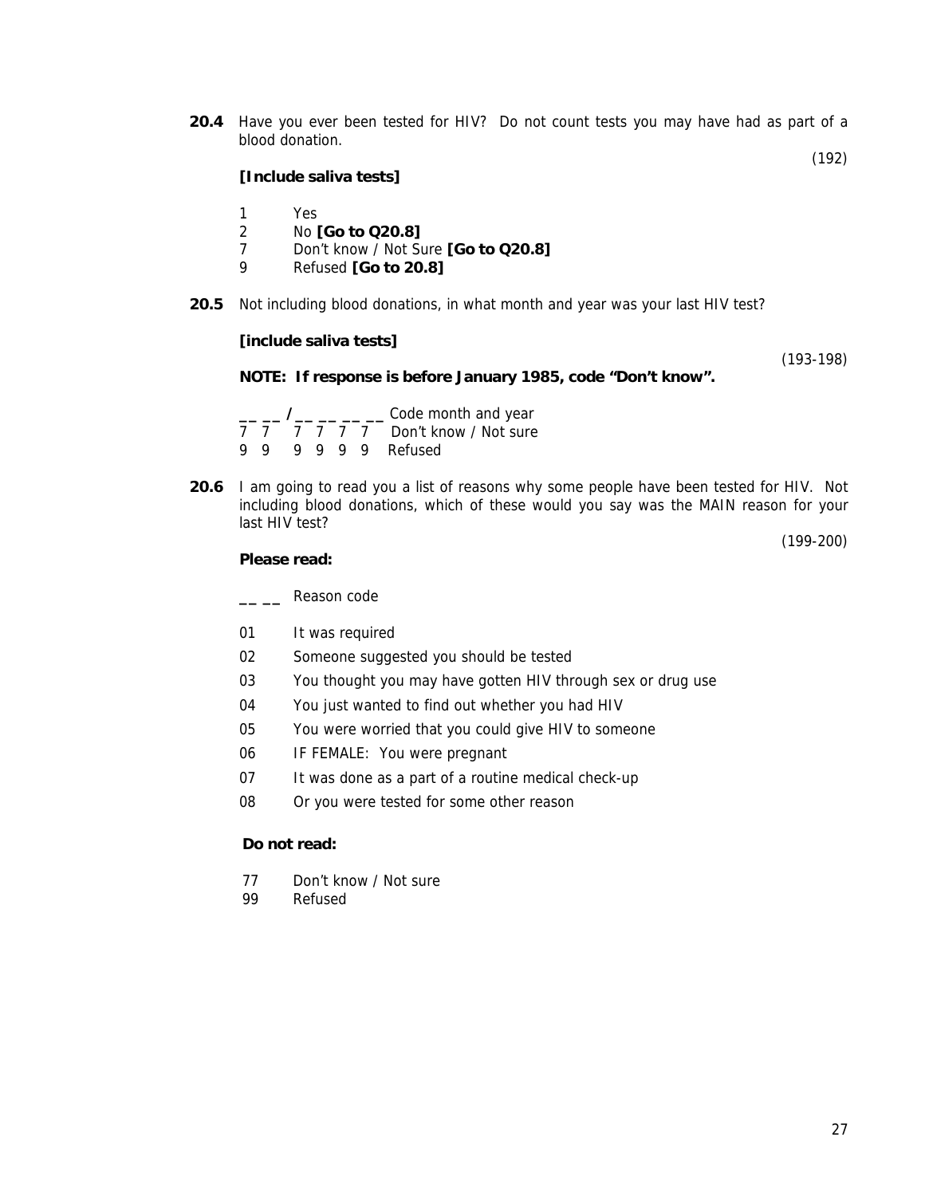**20.4** Have you ever been tested for HIV? Do not count tests you may have had as part of a blood donation.

(192)

**[Include saliva tests]**

1 Yes
2 No **[Go to Q20.8]**
7 Don't know / Not Sure **[Go to Q20.8]**
9 Refused **[Go to 20.8]**

**20.5** Not including blood donations, in what month and year was your last HIV test?

**[include saliva tests]**

(193-198)

**NOTE: If response is before January 1985, code "Don't know".**

__ __ / __ __ __ __ Code month and year
7 7 7 7 7 7 Don't know / Not sure
9 9 9 9 9 9 Refused

**20.6** I am going to read you a list of reasons why some people have been tested for HIV. Not including blood donations, which of these would you say was the MAIN reason for your last HIV test?

(199-200)

**Please read:**

__ __ Reason code

01 It was required
02 Someone suggested you should be tested
03 You thought you may have gotten HIV through sex or drug use
04 You just wanted to find out whether you had HIV
05 You were worried that you could give HIV to someone
06 IF FEMALE: You were pregnant
07 It was done as a part of a routine medical check-up
08 Or you were tested for some other reason

**Do not read:**

77 Don't know / Not sure
99 Refused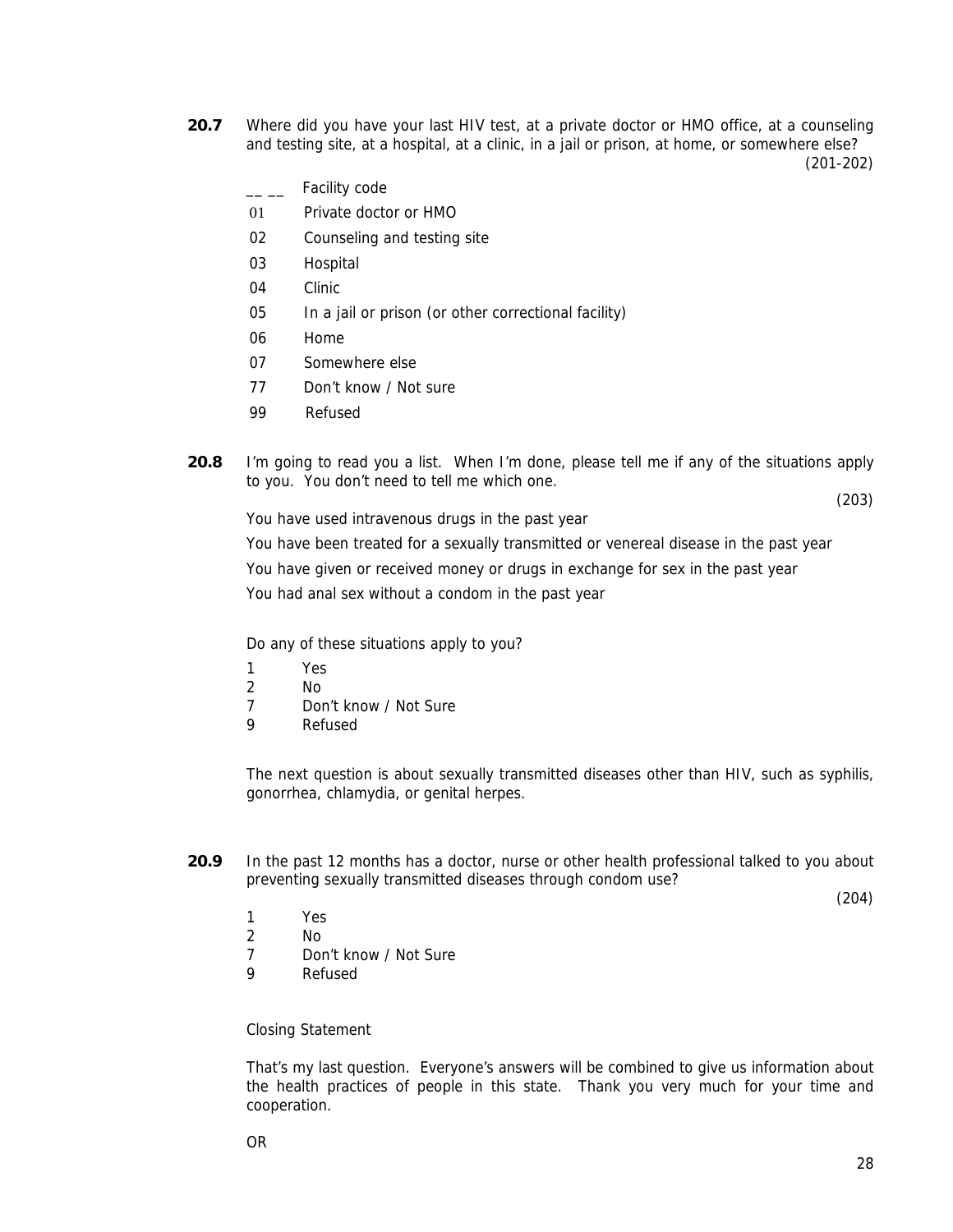**20.7** Where did you have your last HIV test, at a private doctor or HMO office, at a counseling and testing site, at a hospital, at a clinic, in a jail or prison, at home, or somewhere else?

(201-202)

__ __ Facility code

01 Private doctor or HMO

02 Counseling and testing site

03 Hospital

04 Clinic

05 In a jail or prison (or other correctional facility)

06 Home

07 Somewhere else

77 Don't know / Not sure

99 Refused

**20.8** I'm going to read you a list. When I'm done, please tell me if any of the situations apply to you. You don't need to tell me which one.

(203)

You have used intravenous drugs in the past year

You have been treated for a sexually transmitted or venereal disease in the past year

You have given or received money or drugs in exchange for sex in the past year

You had anal sex without a condom in the past year

Do any of these situations apply to you?

1 Yes
2 No
7 Don't know / Not Sure
9 Refused

The next question is about sexually transmitted diseases other than HIV, such as syphilis, gonorrhea, chlamydia, or genital herpes.

**20.9** In the past 12 months has a doctor, nurse or other health professional talked to you about preventing sexually transmitted diseases through condom use?

(204)

1 Yes
2 No
7 Don't know / Not Sure
9 Refused

Closing Statement

That's my last question. Everyone's answers will be combined to give us information about the health practices of people in this state. Thank you very much for your time and cooperation.

OR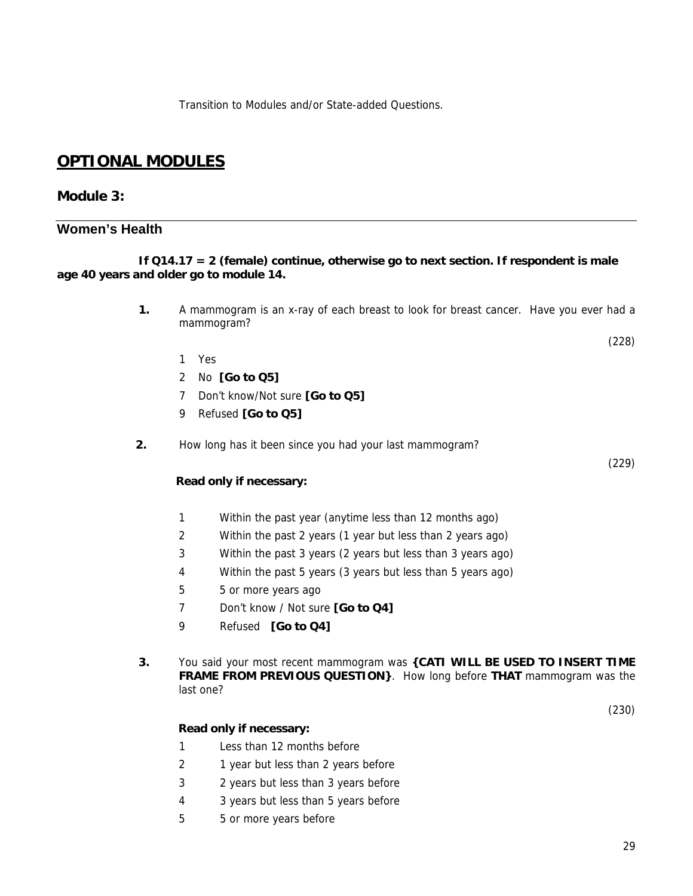Transition to Modules and/or State-added Questions.

# **OPTIONAL MODULES**

## Module 3:

## Women's Health

**If Q14.17 = 2 (female) continue, otherwise go to next section. If respondent is male age 40 years and older go to module 14.**

**1.** A mammogram is an x-ray of each breast to look for breast cancer. Have you ever had a mammogram?

(228)

1 Yes
2 No **[Go to Q5]**
7 Don't know/Not sure **[Go to Q5]**
9 Refused **[Go to Q5]**

**2.** How long has it been since you had your last mammogram?

(229)

**Read only if necessary:**

1 Within the past year (anytime less than 12 months ago)
2 Within the past 2 years (1 year but less than 2 years ago)
3 Within the past 3 years (2 years but less than 3 years ago)
4 Within the past 5 years (3 years but less than 5 years ago)
5 5 or more years ago
7 Don't know / Not sure **[Go to Q4]**
9 Refused **[Go to Q4]**

**3.** You said your most recent mammogram was **{CATI WILL BE USED TO INSERT TIME FRAME FROM PREVIOUS QUESTION}**. How long before **THAT** mammogram was the last one?

(230)

**Read only if necessary:**

1 Less than 12 months before
2 1 year but less than 2 years before
3 2 years but less than 3 years before
4 3 years but less than 5 years before
5 5 or more years before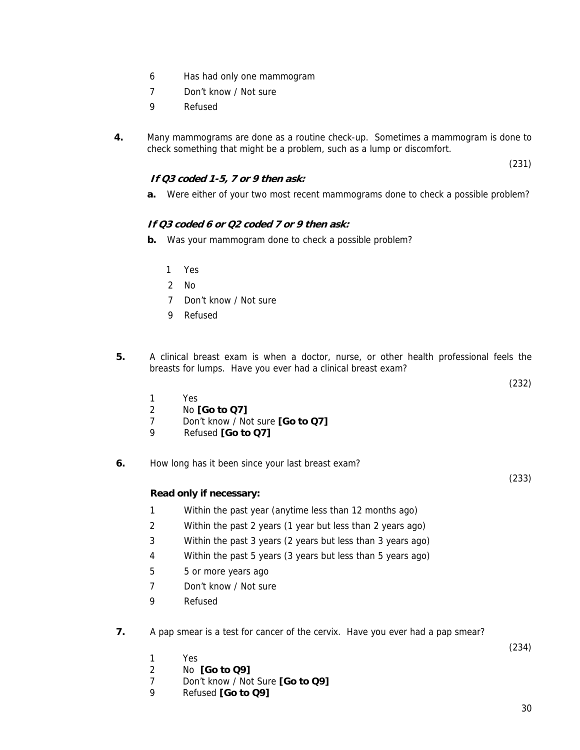6 Has had only one mammogram
7 Don't know / Not sure
9 Refused

**4.** Many mammograms are done as a routine check-up. Sometimes a mammogram is done to check something that might be a problem, such as a lump or discomfort.

(231)

***If Q3 coded 1-5, 7 or 9 then ask:***

**a.** Were either of your two most recent mammograms done to check a possible problem?

***If Q3 coded 6 or Q2 coded 7 or 9 then ask:***

**b.** Was your mammogram done to check a possible problem?

1 Yes
2 No
7 Don't know / Not sure
9 Refused

**5.** A clinical breast exam is when a doctor, nurse, or other health professional feels the breasts for lumps. Have you ever had a clinical breast exam?

(232)

1 Yes
2 No **[Go to Q7]**
7 Don't know / Not sure **[Go to Q7]**
9 Refused **[Go to Q7]**

**6.** How long has it been since your last breast exam?

(233)

**Read only if necessary:**

1 Within the past year (anytime less than 12 months ago)
2 Within the past 2 years (1 year but less than 2 years ago)
3 Within the past 3 years (2 years but less than 3 years ago)
4 Within the past 5 years (3 years but less than 5 years ago)
5 5 or more years ago
7 Don't know / Not sure
9 Refused

**7.** A pap smear is a test for cancer of the cervix. Have you ever had a pap smear?

(234)

1 Yes
2 No **[Go to Q9]**
7 Don't know / Not Sure **[Go to Q9]**
9 Refused **[Go to Q9]**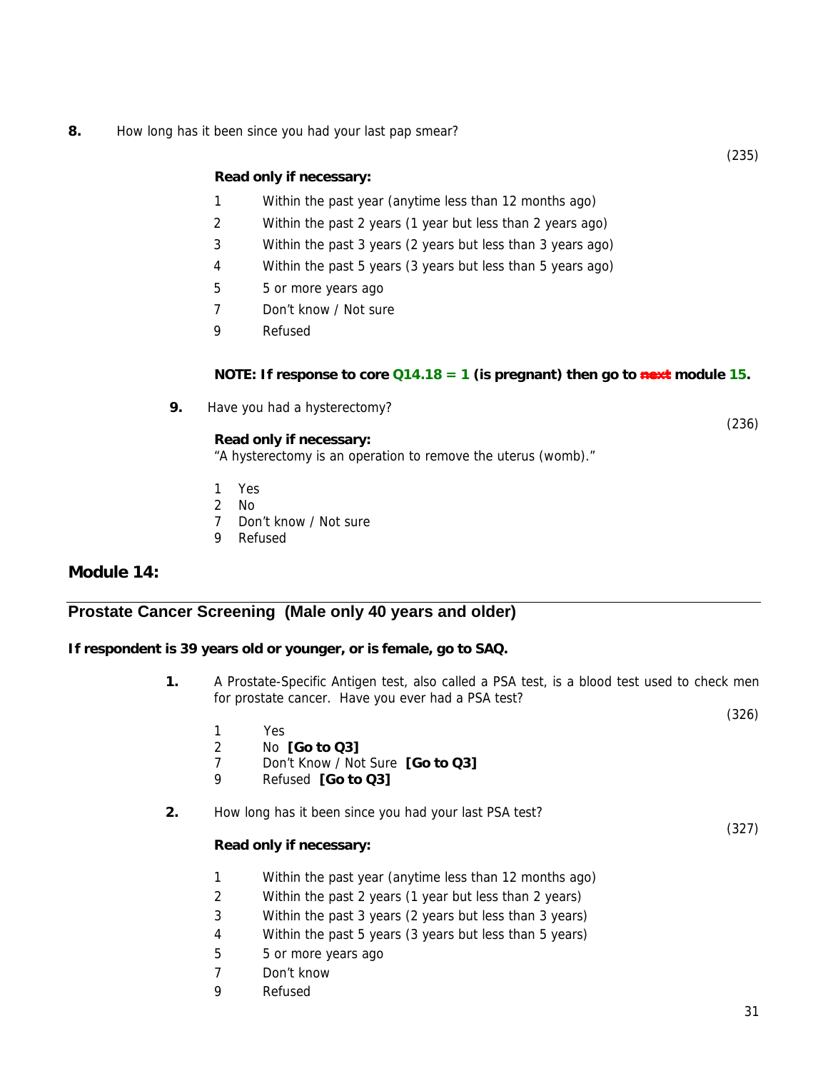**8.** How long has it been since you had your last pap smear?

(235)

**Read only if necessary:**

1 Within the past year (anytime less than 12 months ago)
2 Within the past 2 years (1 year but less than 2 years ago)
3 Within the past 3 years (2 years but less than 3 years ago)
4 Within the past 5 years (3 years but less than 5 years ago)
5 5 or more years ago
7 Don't know / Not sure
9 Refused

**NOTE: If response to core Q14.18 = 1 (is pregnant) then go to ~~next~~ module 15.**

**9.** Have you had a hysterectomy?

(236)

**Read only if necessary:**
"A hysterectomy is an operation to remove the uterus (womb)."

1 Yes
2 No
7 Don't know / Not sure
9 Refused

## Module 14:

## Prostate Cancer Screening (Male only 40 years and older)

**If respondent is 39 years old or younger, or is female, go to SAQ.**

**1.** A Prostate-Specific Antigen test, also called a PSA test, is a blood test used to check men for prostate cancer. Have you ever had a PSA test?

(326)

1 Yes
2 No **[Go to Q3]**
7 Don't Know / Not Sure **[Go to Q3]**
9 Refused **[Go to Q3]**

**2.** How long has it been since you had your last PSA test?

(327)

**Read only if necessary:**

1 Within the past year (anytime less than 12 months ago)
2 Within the past 2 years (1 year but less than 2 years)
3 Within the past 3 years (2 years but less than 3 years)
4 Within the past 5 years (3 years but less than 5 years)
5 5 or more years ago
7 Don't know
9 Refused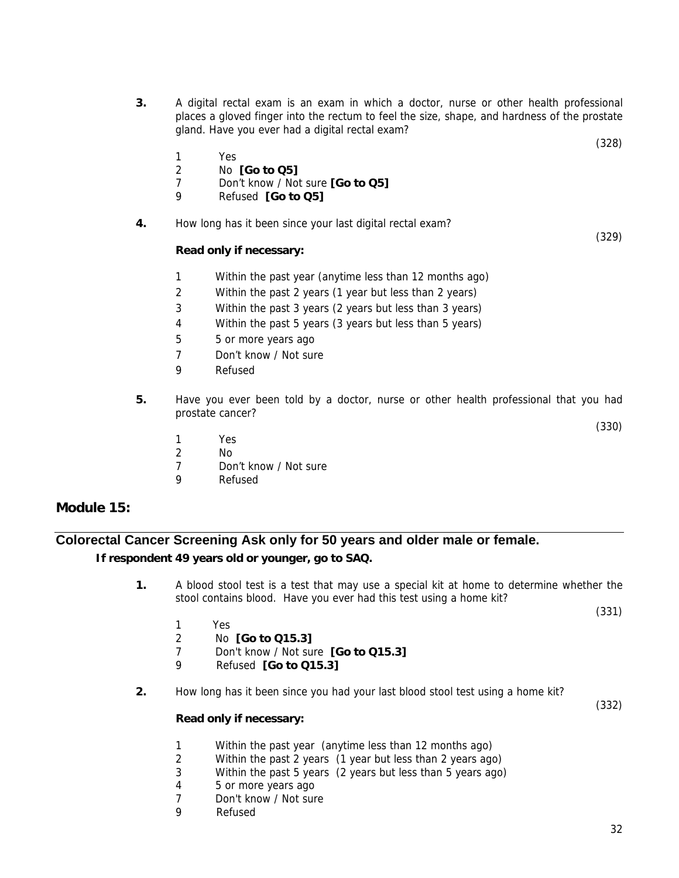**3.** A digital rectal exam is an exam in which a doctor, nurse or other health professional places a gloved finger into the rectum to feel the size, shape, and hardness of the prostate gland. Have you ever had a digital rectal exam?

(328)

1 Yes
2 No **[Go to Q5]**
7 Don't know / Not sure **[Go to Q5]**
9 Refused **[Go to Q5]**

**4.** How long has it been since your last digital rectal exam?

(329)

**Read only if necessary:**

1 Within the past year (anytime less than 12 months ago)
2 Within the past 2 years (1 year but less than 2 years)
3 Within the past 3 years (2 years but less than 3 years)
4 Within the past 5 years (3 years but less than 5 years)
5 5 or more years ago
7 Don't know / Not sure
9 Refused

**5.** Have you ever been told by a doctor, nurse or other health professional that you had prostate cancer?

(330)

1 Yes
2 No
7 Don't know / Not sure
9 Refused

## Module 15:

## Colorectal Cancer Screening Ask only for 50 years and older male or female.

**If respondent 49 years old or younger, go to SAQ.**

**1.** A blood stool test is a test that may use a special kit at home to determine whether the stool contains blood. Have you ever had this test using a home kit?

(331)

1 Yes
2 No **[Go to Q15.3]**
7 Don't know / Not sure **[Go to Q15.3]**
9 Refused **[Go to Q15.3]**

**2.** How long has it been since you had your last blood stool test using a home kit?

(332)

**Read only if necessary:**

1 Within the past year (anytime less than 12 months ago)
2 Within the past 2 years (1 year but less than 2 years ago)
3 Within the past 5 years (2 years but less than 5 years ago)
4 5 or more years ago
7 Don't know / Not sure
9 Refused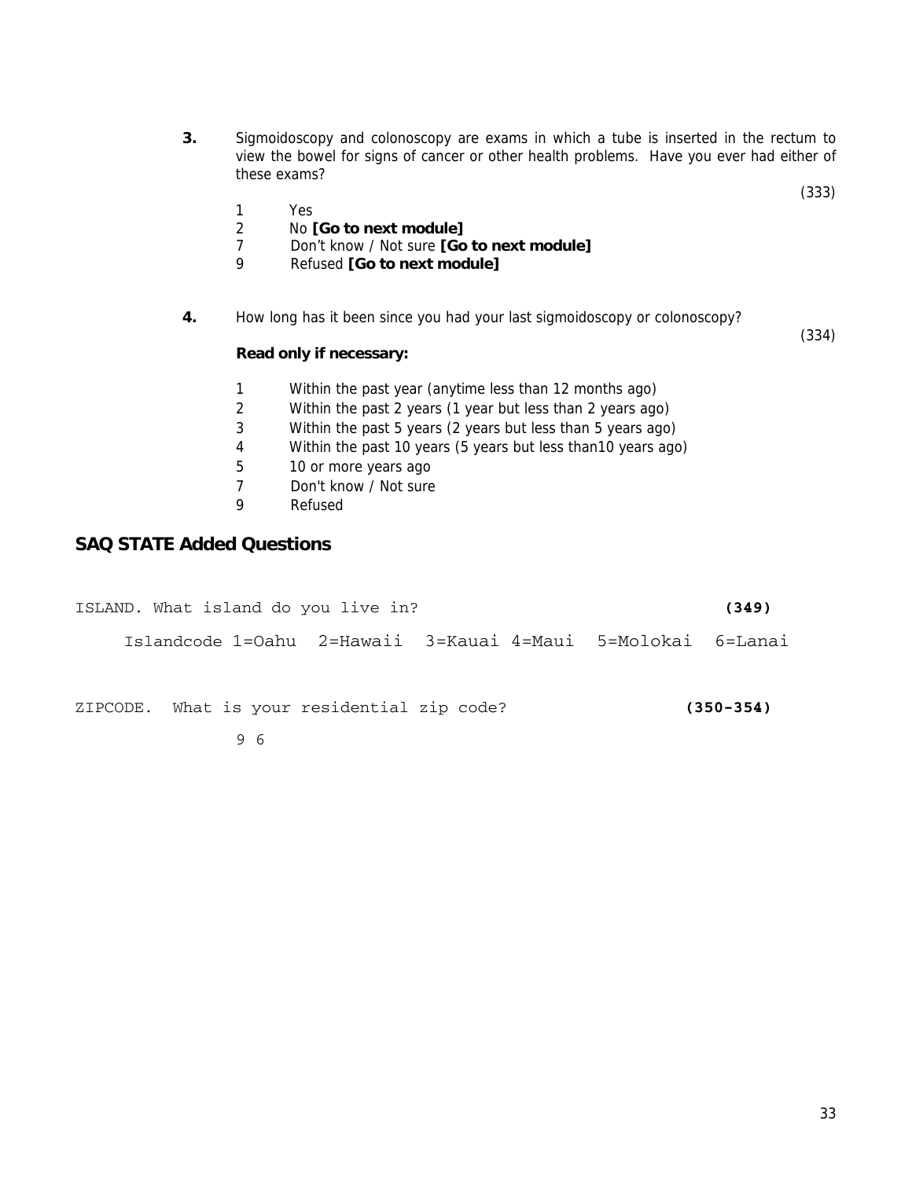**3.** Sigmoidoscopy and colonoscopy are exams in which a tube is inserted in the rectum to view the bowel for signs of cancer or other health problems. Have you ever had either of these exams?

(333)

1 Yes
2 No **[Go to next module]**
7 Don't know / Not sure **[Go to next module]**
9 Refused **[Go to next module]**

**4.** How long has it been since you had your last sigmoidoscopy or colonoscopy?

(334)

**Read only if necessary:**

1 Within the past year (anytime less than 12 months ago)
2 Within the past 2 years (1 year but less than 2 years ago)
3 Within the past 5 years (2 years but less than 5 years ago)
4 Within the past 10 years (5 years but less than10 years ago)
5 10 or more years ago
7 Don't know / Not sure
9 Refused

## SAQ STATE Added Questions

ISLAND. What island do you live in? **(349)**

Islandcode 1=Oahu 2=Hawaii 3=Kauai 4=Maui 5=Molokai 6=Lanai

ZIPCODE. What is your residential zip code? **(350-354)**

9 6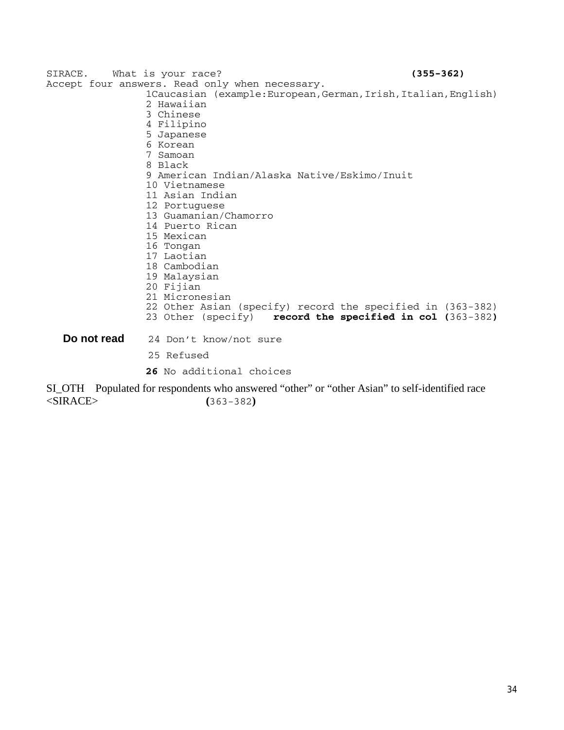SIRACE. What is your race? **(355-362)**
Accept four answers. Read only when necessary.

1Caucasian (example:European,German,Irish,Italian,English)
2 Hawaiian
3 Chinese
4 Filipino
5 Japanese
6 Korean
7 Samoan
8 Black
9 American Indian/Alaska Native/Eskimo/Inuit
10 Vietnamese
11 Asian Indian
12 Portuguese
13 Guamanian/Chamorro
14 Puerto Rican
15 Mexican
16 Tongan
17 Laotian
18 Cambodian
19 Malaysian
20 Fijian
21 Micronesian
22 Other Asian (specify) record the specified in (363-382)
23 Other (specify) **record the specified in col (**363-382**)**

**Do not read** 24 Don't know/not sure
25 Refused
**26** No additional choices

SI_OTH Populated for respondents who answered "other" or "other Asian" to self-identified race <SIRACE> **(**363-382**)**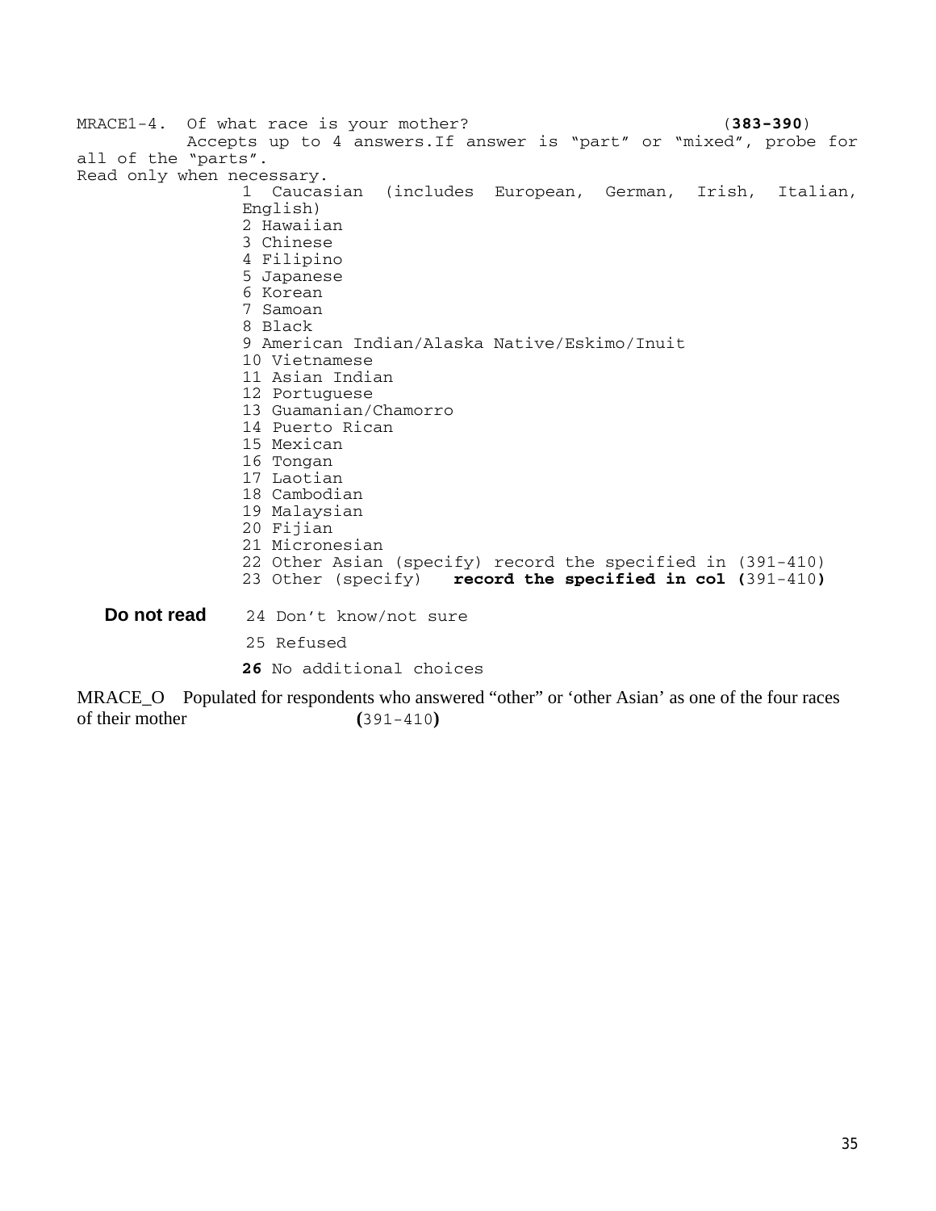MRACE1-4. Of what race is your mother? (**383-390**)

Accepts up to 4 answers. If answer is "part" or "mixed", probe for all of the "parts".

Read only when necessary.

1 Caucasian (includes European, German, Irish, Italian, English)
2 Hawaiian
3 Chinese
4 Filipino
5 Japanese
6 Korean
7 Samoan
8 Black
9 American Indian/Alaska Native/Eskimo/Inuit
10 Vietnamese
11 Asian Indian
12 Portuguese
13 Guamanian/Chamorro
14 Puerto Rican
15 Mexican
16 Tongan
17 Laotian
18 Cambodian
19 Malaysian
20 Fijian
21 Micronesian
22 Other Asian (specify) record the specified in (391-410)
23 Other (specify) **record the specified in col (**391-410**)**

**Do not read**

24 Don't know/not sure
25 Refused
**26** No additional choices

MRACE_O Populated for respondents who answered "other" or 'other Asian' as one of the four races of their mother **(**391-410**)**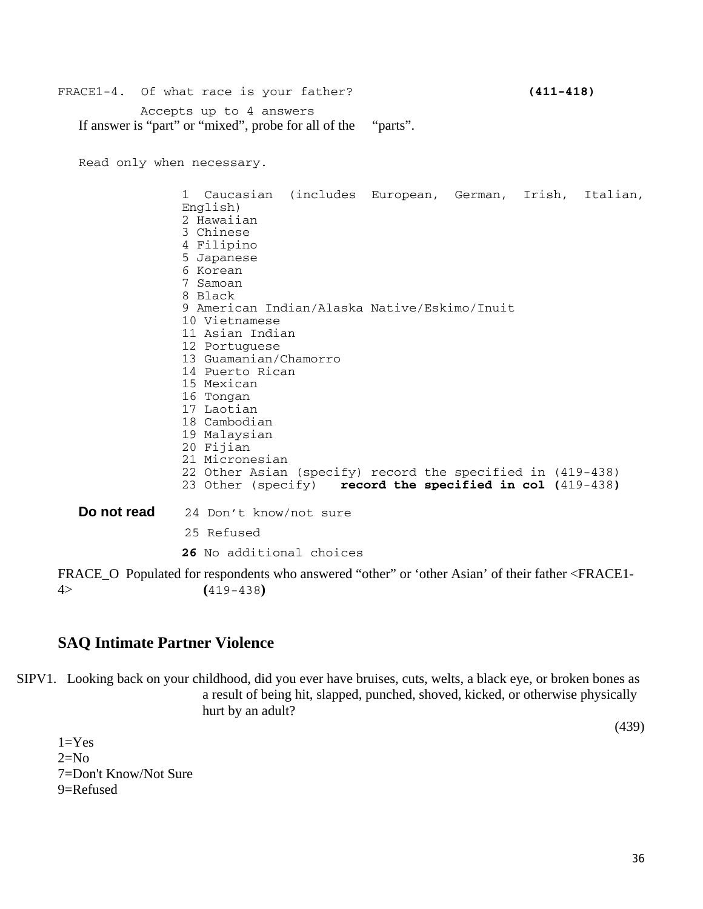FRACE1-4. Of what race is your father? **(411-418)**

Accepts up to 4 answers

If answer is "part" or "mixed", probe for all of the "parts".

Read only when necessary.

1 Caucasian (includes European, German, Irish, Italian, English)
2 Hawaiian
3 Chinese
4 Filipino
5 Japanese
6 Korean
7 Samoan
8 Black
9 American Indian/Alaska Native/Eskimo/Inuit
10 Vietnamese
11 Asian Indian
12 Portuguese
13 Guamanian/Chamorro
14 Puerto Rican
15 Mexican
16 Tongan
17 Laotian
18 Cambodian
19 Malaysian
20 Fijian
21 Micronesian
22 Other Asian (specify) record the specified in (419-438)
23 Other (specify) **record the specified in col (**419-438**)**

**Do not read** 24 Don't know/not sure

25 Refused

**26** No additional choices

FRACE_O Populated for respondents who answered "other" or 'other Asian' of their father <FRACE1-4> **(**419-438**)**

## SAQ Intimate Partner Violence

SIPV1. Looking back on your childhood, did you ever have bruises, cuts, welts, a black eye, or broken bones as a result of being hit, slapped, punched, shoved, kicked, or otherwise physically hurt by an adult?

(439)

1=Yes
2=No
7=Don't Know/Not Sure
9=Refused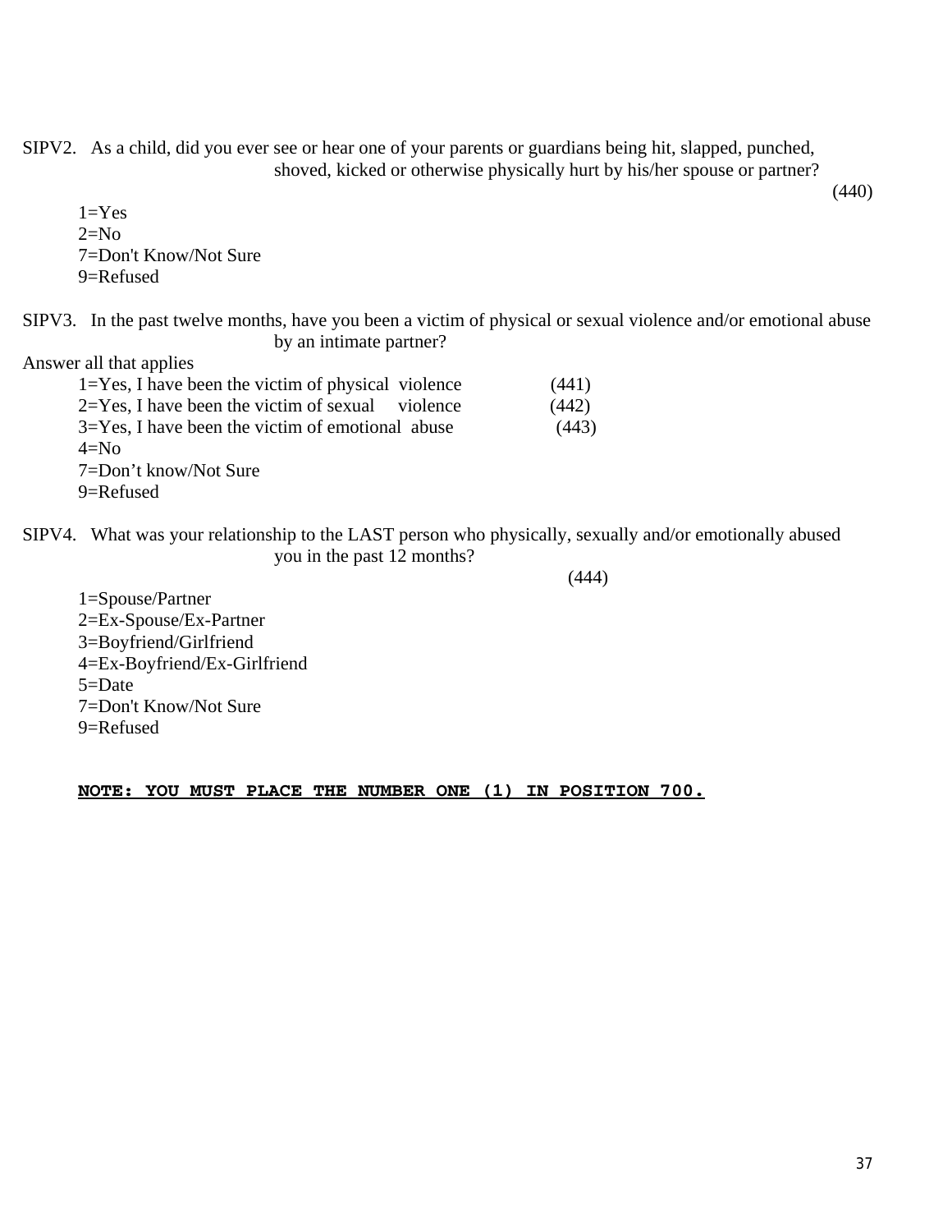SIPV2. As a child, did you ever see or hear one of your parents or guardians being hit, slapped, punched, shoved, kicked or otherwise physically hurt by his/her spouse or partner?

(440)

1=Yes
2=No
7=Don't Know/Not Sure
9=Refused

SIPV3. In the past twelve months, have you been a victim of physical or sexual violence and/or emotional abuse by an intimate partner?

Answer all that applies

1=Yes, I have been the victim of physical violence (441)
2=Yes, I have been the victim of sexual violence (442)
3=Yes, I have been the victim of emotional abuse (443)
4=No
7=Don't know/Not Sure
9=Refused

SIPV4. What was your relationship to the LAST person who physically, sexually and/or emotionally abused you in the past 12 months?

(444)

1=Spouse/Partner
2=Ex-Spouse/Ex-Partner
3=Boyfriend/Girlfriend
4=Ex-Boyfriend/Ex-Girlfriend
5=Date
7=Don't Know/Not Sure
9=Refused

**NOTE: YOU MUST PLACE THE NUMBER ONE (1) IN POSITION 700.**